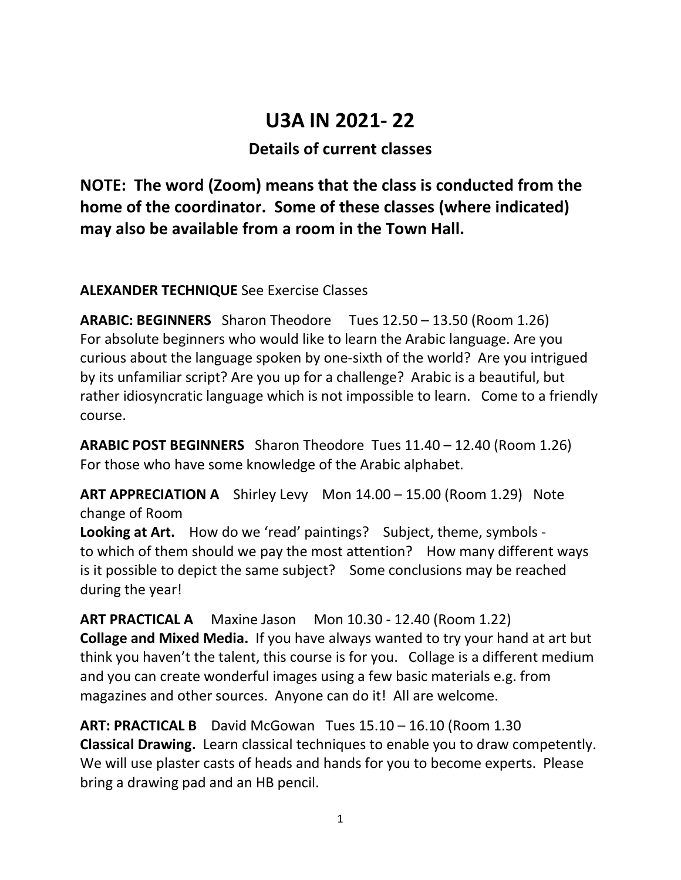# U3A IN 2021- 22

## Details of current classes

**NOTE: The word (Zoom) means that the class is conducted from the home of the coordinator. Some of these classes (where indicated) may also be available from a room in the Town Hall.**

**ALEXANDER TECHNIQUE** See Exercise Classes

**ARABIC: BEGINNERS** Sharon Theodore Tues 12.50 – 13.50 (Room 1.26)
For absolute beginners who would like to learn the Arabic language. Are you curious about the language spoken by one-sixth of the world? Are you intrigued by its unfamiliar script? Are you up for a challenge? Arabic is a beautiful, but rather idiosyncratic language which is not impossible to learn. Come to a friendly course.

**ARABIC POST BEGINNERS** Sharon Theodore Tues 11.40 – 12.40 (Room 1.26)
For those who have some knowledge of the Arabic alphabet.

**ART APPRECIATION A** Shirley Levy Mon 14.00 – 15.00 (Room 1.29) Note change of Room
**Looking at Art.** How do we 'read' paintings? Subject, theme, symbols - to which of them should we pay the most attention? How many different ways is it possible to depict the same subject? Some conclusions may be reached during the year!

**ART PRACTICAL A** Maxine Jason Mon 10.30 - 12.40 (Room 1.22)
**Collage and Mixed Media.** If you have always wanted to try your hand at art but think you haven't the talent, this course is for you. Collage is a different medium and you can create wonderful images using a few basic materials e.g. from magazines and other sources. Anyone can do it! All are welcome.

**ART: PRACTICAL B** David McGowan Tues 15.10 – 16.10 (Room 1.30
**Classical Drawing.** Learn classical techniques to enable you to draw competently. We will use plaster casts of heads and hands for you to become experts. Please bring a drawing pad and an HB pencil.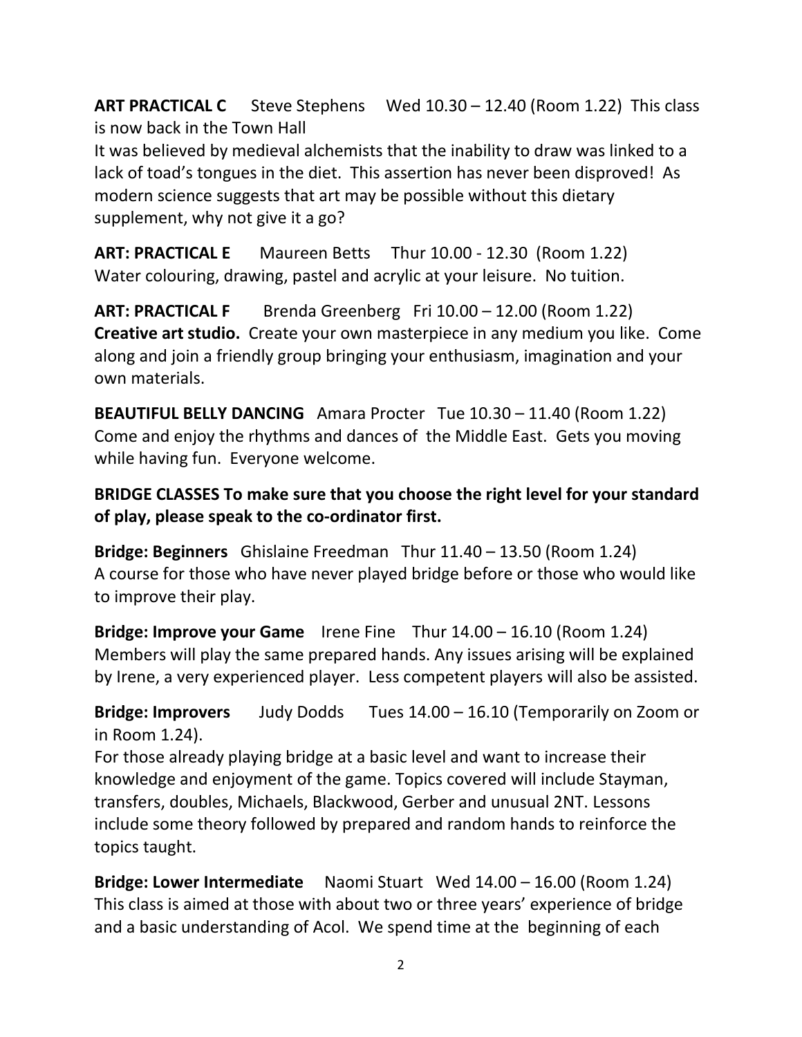**ART PRACTICAL C** Steve Stephens Wed 10.30 – 12.40 (Room 1.22) This class is now back in the Town Hall

It was believed by medieval alchemists that the inability to draw was linked to a lack of toad's tongues in the diet. This assertion has never been disproved! As modern science suggests that art may be possible without this dietary supplement, why not give it a go?

**ART: PRACTICAL E** Maureen Betts Thur 10.00 - 12.30 (Room 1.22)
Water colouring, drawing, pastel and acrylic at your leisure. No tuition.

**ART: PRACTICAL F** Brenda Greenberg Fri 10.00 – 12.00 (Room 1.22)
**Creative art studio.** Create your own masterpiece in any medium you like. Come along and join a friendly group bringing your enthusiasm, imagination and your own materials.

**BEAUTIFUL BELLY DANCING** Amara Procter Tue 10.30 – 11.40 (Room 1.22)
Come and enjoy the rhythms and dances of the Middle East. Gets you moving while having fun. Everyone welcome.

**BRIDGE CLASSES To make sure that you choose the right level for your standard of play, please speak to the co-ordinator first.**

**Bridge: Beginners** Ghislaine Freedman Thur 11.40 – 13.50 (Room 1.24)
A course for those who have never played bridge before or those who would like to improve their play.

**Bridge: Improve your Game** Irene Fine Thur 14.00 – 16.10 (Room 1.24)
Members will play the same prepared hands. Any issues arising will be explained by Irene, a very experienced player. Less competent players will also be assisted.

**Bridge: Improvers** Judy Dodds Tues 14.00 – 16.10 (Temporarily on Zoom or in Room 1.24).
For those already playing bridge at a basic level and want to increase their knowledge and enjoyment of the game. Topics covered will include Stayman, transfers, doubles, Michaels, Blackwood, Gerber and unusual 2NT. Lessons include some theory followed by prepared and random hands to reinforce the topics taught.

**Bridge: Lower Intermediate** Naomi Stuart Wed 14.00 – 16.00 (Room 1.24)
This class is aimed at those with about two or three years' experience of bridge and a basic understanding of Acol. We spend time at the beginning of each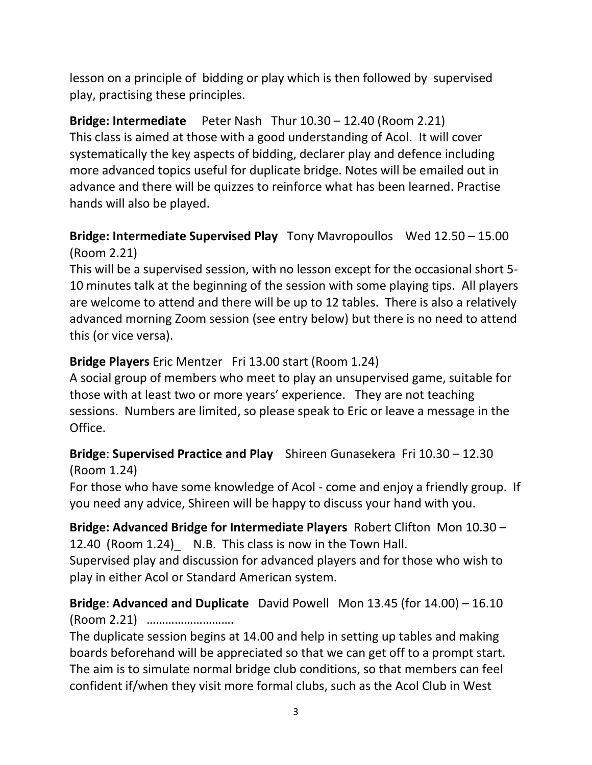lesson on a principle of bidding or play which is then followed by supervised play, practising these principles.

**Bridge: Intermediate** Peter Nash Thur 10.30 – 12.40 (Room 2.21)
This class is aimed at those with a good understanding of Acol. It will cover systematically the key aspects of bidding, declarer play and defence including more advanced topics useful for duplicate bridge. Notes will be emailed out in advance and there will be quizzes to reinforce what has been learned. Practise hands will also be played.

**Bridge: Intermediate Supervised Play** Tony Mavropoullos Wed 12.50 – 15.00 (Room 2.21)
This will be a supervised session, with no lesson except for the occasional short 5-10 minutes talk at the beginning of the session with some playing tips. All players are welcome to attend and there will be up to 12 tables. There is also a relatively advanced morning Zoom session (see entry below) but there is no need to attend this (or vice versa).

**Bridge Players** Eric Mentzer Fri 13.00 start (Room 1.24)
A social group of members who meet to play an unsupervised game, suitable for those with at least two or more years' experience. They are not teaching sessions. Numbers are limited, so please speak to Eric or leave a message in the Office.

**Bridge**: **Supervised Practice and Play** Shireen Gunasekera Fri 10.30 – 12.30 (Room 1.24)
For those who have some knowledge of Acol - come and enjoy a friendly group. If you need any advice, Shireen will be happy to discuss your hand with you.

**Bridge: Advanced Bridge for Intermediate Players** Robert Clifton Mon 10.30 – 12.40 (Room 1.24)_ N.B. This class is now in the Town Hall.
Supervised play and discussion for advanced players and for those who wish to play in either Acol or Standard American system.

**Bridge**: **Advanced and Duplicate** David Powell Mon 13.45 (for 14.00) – 16.10 (Room 2.21) ……………………….
The duplicate session begins at 14.00 and help in setting up tables and making boards beforehand will be appreciated so that we can get off to a prompt start. The aim is to simulate normal bridge club conditions, so that members can feel confident if/when they visit more formal clubs, such as the Acol Club in West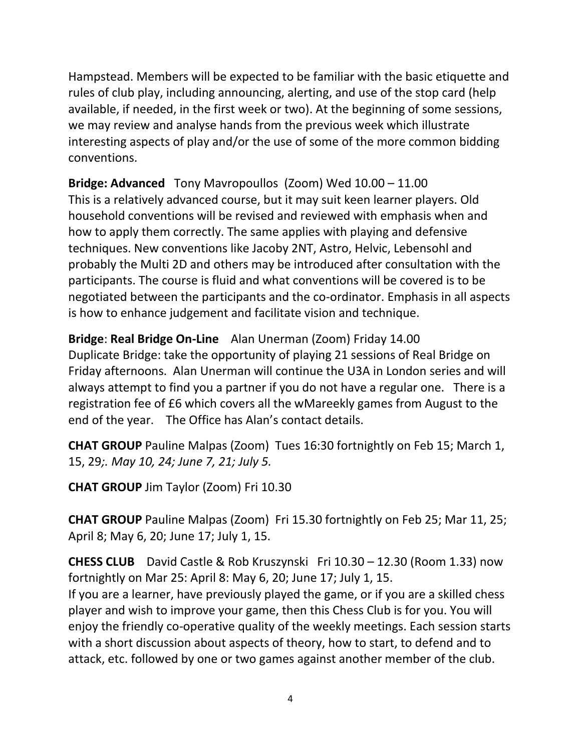Hampstead. Members will be expected to be familiar with the basic etiquette and rules of club play, including announcing, alerting, and use of the stop card (help available, if needed, in the first week or two). At the beginning of some sessions, we may review and analyse hands from the previous week which illustrate interesting aspects of play and/or the use of some of the more common bidding conventions.

**Bridge: Advanced** Tony Mavropoullos (Zoom) Wed 10.00 – 11.00
This is a relatively advanced course, but it may suit keen learner players. Old household conventions will be revised and reviewed with emphasis when and how to apply them correctly. The same applies with playing and defensive techniques. New conventions like Jacoby 2NT, Astro, Helvic, Lebensohl and probably the Multi 2D and others may be introduced after consultation with the participants. The course is fluid and what conventions will be covered is to be negotiated between the participants and the co-ordinator. Emphasis in all aspects is how to enhance judgement and facilitate vision and technique.

**Bridge**: **Real Bridge On-Line** Alan Unerman (Zoom) Friday 14.00
Duplicate Bridge: take the opportunity of playing 21 sessions of Real Bridge on Friday afternoons. Alan Unerman will continue the U3A in London series and will always attempt to find you a partner if you do not have a regular one. There is a registration fee of £6 which covers all the wMareekly games from August to the end of the year. The Office has Alan's contact details.

**CHAT GROUP** Pauline Malpas (Zoom) Tues 16:30 fortnightly on Feb 15; March 1, 15, 29*;. May 10, 24; June 7, 21; July 5.*

**CHAT GROUP** Jim Taylor (Zoom) Fri 10.30

**CHAT GROUP** Pauline Malpas (Zoom) Fri 15.30 fortnightly on Feb 25; Mar 11, 25; April 8; May 6, 20; June 17; July 1, 15.

**CHESS CLUB** David Castle & Rob Kruszynski Fri 10.30 – 12.30 (Room 1.33) now fortnightly on Mar 25: April 8: May 6, 20; June 17; July 1, 15.
If you are a learner, have previously played the game, or if you are a skilled chess player and wish to improve your game, then this Chess Club is for you. You will enjoy the friendly co-operative quality of the weekly meetings. Each session starts with a short discussion about aspects of theory, how to start, to defend and to attack, etc. followed by one or two games against another member of the club.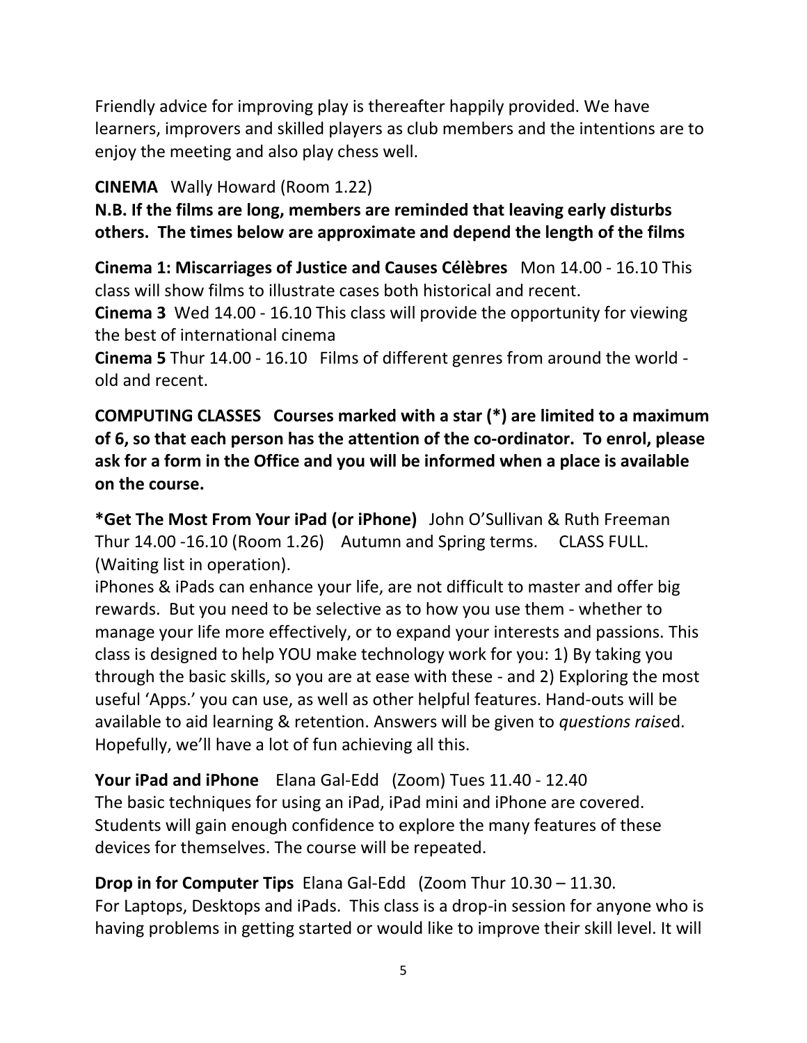Friendly advice for improving play is thereafter happily provided. We have learners, improvers and skilled players as club members and the intentions are to enjoy the meeting and also play chess well.

**CINEMA** Wally Howard (Room 1.22)

**N.B. If the films are long, members are reminded that leaving early disturbs others. The times below are approximate and depend the length of the films**

**Cinema 1: Miscarriages of Justice and Causes Célèbres** Mon 14.00 - 16.10 This class will show films to illustrate cases both historical and recent.

**Cinema 3** Wed 14.00 - 16.10 This class will provide the opportunity for viewing the best of international cinema

**Cinema 5** Thur 14.00 - 16.10 Films of different genres from around the world - old and recent.

**COMPUTING CLASSES Courses marked with a star (*) are limited to a maximum of 6, so that each person has the attention of the co-ordinator. To enrol, please ask for a form in the Office and you will be informed when a place is available on the course.**

**\*Get The Most From Your iPad (or iPhone)** John O'Sullivan & Ruth Freeman Thur 14.00 -16.10 (Room 1.26) Autumn and Spring terms. CLASS FULL. (Waiting list in operation).

iPhones & iPads can enhance your life, are not difficult to master and offer big rewards. But you need to be selective as to how you use them - whether to manage your life more effectively, or to expand your interests and passions. This class is designed to help YOU make technology work for you: 1) By taking you through the basic skills, so you are at ease with these - and 2) Exploring the most useful 'Apps.' you can use, as well as other helpful features. Hand-outs will be available to aid learning & retention. Answers will be given to *questions raise*d. Hopefully, we'll have a lot of fun achieving all this.

**Your iPad and iPhone** Elana Gal-Edd (Zoom) Tues 11.40 - 12.40

The basic techniques for using an iPad, iPad mini and iPhone are covered. Students will gain enough confidence to explore the many features of these devices for themselves. The course will be repeated.

**Drop in for Computer Tips** Elana Gal-Edd (Zoom Thur 10.30 – 11.30.

For Laptops, Desktops and iPads. This class is a drop-in session for anyone who is having problems in getting started or would like to improve their skill level. It will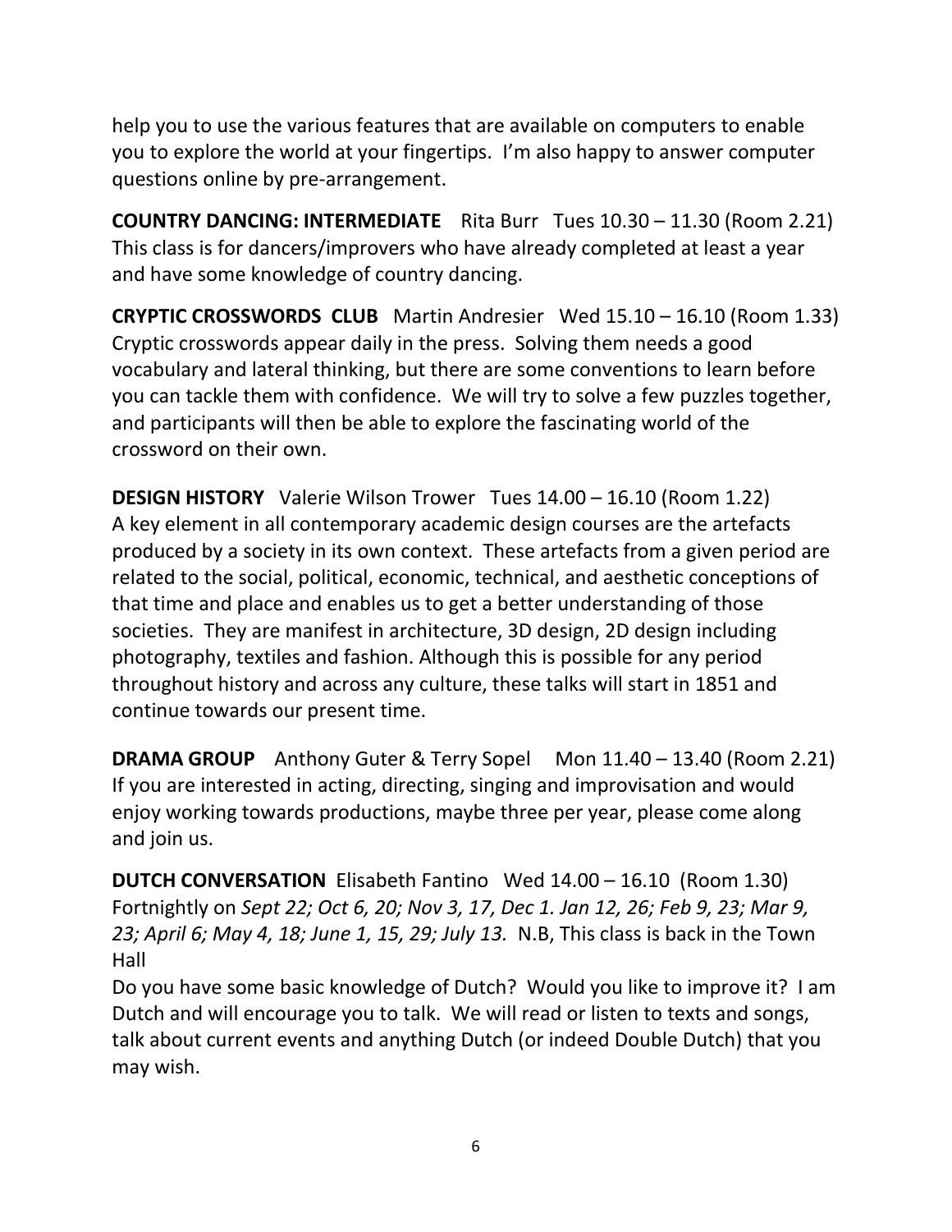help you to use the various features that are available on computers to enable you to explore the world at your fingertips. I'm also happy to answer computer questions online by pre-arrangement.

**COUNTRY DANCING: INTERMEDIATE** Rita Burr Tues 10.30 – 11.30 (Room 2.21)
This class is for dancers/improvers who have already completed at least a year and have some knowledge of country dancing.

**CRYPTIC CROSSWORDS CLUB** Martin Andresier Wed 15.10 – 16.10 (Room 1.33)
Cryptic crosswords appear daily in the press. Solving them needs a good vocabulary and lateral thinking, but there are some conventions to learn before you can tackle them with confidence. We will try to solve a few puzzles together, and participants will then be able to explore the fascinating world of the crossword on their own.

**DESIGN HISTORY** Valerie Wilson Trower Tues 14.00 – 16.10 (Room 1.22)
A key element in all contemporary academic design courses are the artefacts produced by a society in its own context. These artefacts from a given period are related to the social, political, economic, technical, and aesthetic conceptions of that time and place and enables us to get a better understanding of those societies. They are manifest in architecture, 3D design, 2D design including photography, textiles and fashion. Although this is possible for any period throughout history and across any culture, these talks will start in 1851 and continue towards our present time.

**DRAMA GROUP** Anthony Guter & Terry Sopel Mon 11.40 – 13.40 (Room 2.21)
If you are interested in acting, directing, singing and improvisation and would enjoy working towards productions, maybe three per year, please come along and join us.

**DUTCH CONVERSATION** Elisabeth Fantino Wed 14.00 – 16.10 (Room 1.30)
Fortnightly on *Sept 22; Oct 6, 20; Nov 3, 17, Dec 1. Jan 12, 26; Feb 9, 23; Mar 9, 23; April 6; May 4, 18; June 1, 15, 29; July 13.* N.B, This class is back in the Town Hall
Do you have some basic knowledge of Dutch? Would you like to improve it? I am Dutch and will encourage you to talk. We will read or listen to texts and songs, talk about current events and anything Dutch (or indeed Double Dutch) that you may wish.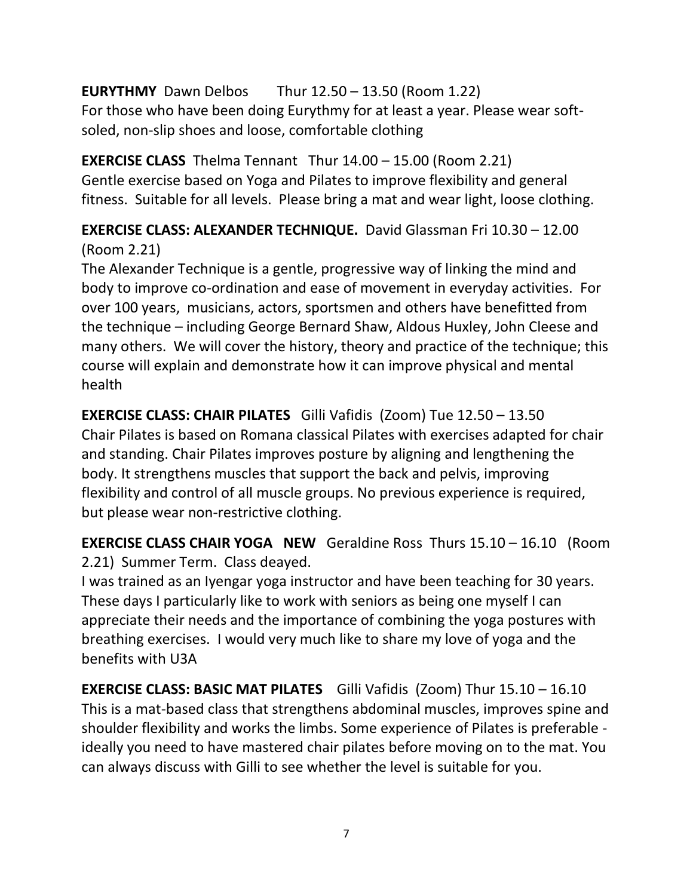**EURYTHMY** Dawn Delbos Thur 12.50 – 13.50 (Room 1.22)
For those who have been doing Eurythmy for at least a year. Please wear soft-soled, non-slip shoes and loose, comfortable clothing

**EXERCISE CLASS** Thelma Tennant Thur 14.00 – 15.00 (Room 2.21)
Gentle exercise based on Yoga and Pilates to improve flexibility and general fitness. Suitable for all levels. Please bring a mat and wear light, loose clothing.

**EXERCISE CLASS: ALEXANDER TECHNIQUE.** David Glassman Fri 10.30 – 12.00 (Room 2.21)
The Alexander Technique is a gentle, progressive way of linking the mind and body to improve co-ordination and ease of movement in everyday activities. For over 100 years, musicians, actors, sportsmen and others have benefitted from the technique – including George Bernard Shaw, Aldous Huxley, John Cleese and many others. We will cover the history, theory and practice of the technique; this course will explain and demonstrate how it can improve physical and mental health

**EXERCISE CLASS: CHAIR PILATES** Gilli Vafidis (Zoom) Tue 12.50 – 13.50
Chair Pilates is based on Romana classical Pilates with exercises adapted for chair and standing. Chair Pilates improves posture by aligning and lengthening the body. It strengthens muscles that support the back and pelvis, improving flexibility and control of all muscle groups. No previous experience is required, but please wear non-restrictive clothing.

**EXERCISE CLASS CHAIR YOGA NEW** Geraldine Ross Thurs 15.10 – 16.10 (Room 2.21) Summer Term. Class deayed.
I was trained as an Iyengar yoga instructor and have been teaching for 30 years. These days I particularly like to work with seniors as being one myself I can appreciate their needs and the importance of combining the yoga postures with breathing exercises. I would very much like to share my love of yoga and the benefits with U3A

**EXERCISE CLASS: BASIC MAT PILATES** Gilli Vafidis (Zoom) Thur 15.10 – 16.10
This is a mat-based class that strengthens abdominal muscles, improves spine and shoulder flexibility and works the limbs. Some experience of Pilates is preferable - ideally you need to have mastered chair pilates before moving on to the mat. You can always discuss with Gilli to see whether the level is suitable for you.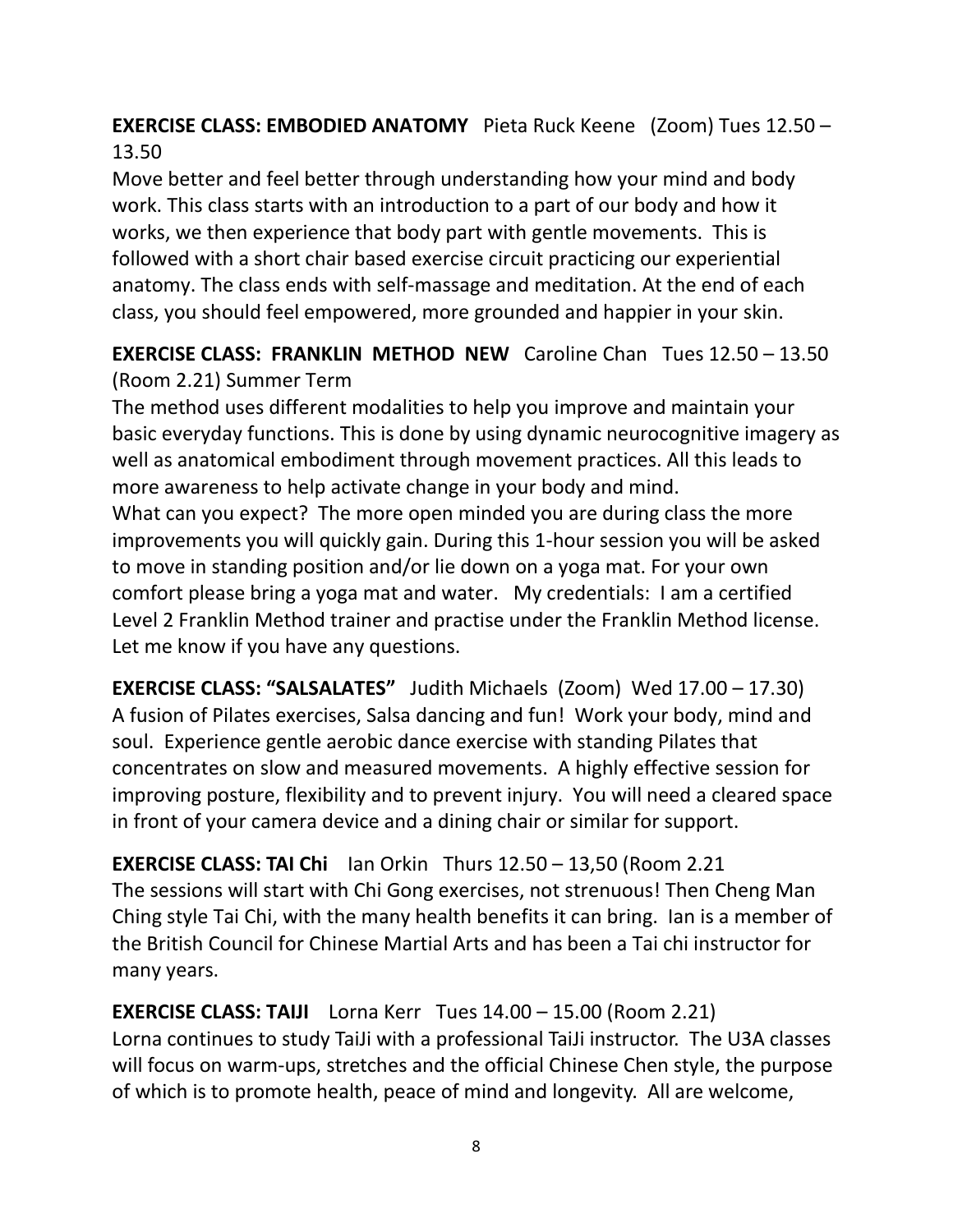**EXERCISE CLASS: EMBODIED ANATOMY** Pieta Ruck Keene (Zoom) Tues 12.50 – 13.50

Move better and feel better through understanding how your mind and body work. This class starts with an introduction to a part of our body and how it works, we then experience that body part with gentle movements. This is followed with a short chair based exercise circuit practicing our experiential anatomy. The class ends with self-massage and meditation. At the end of each class, you should feel empowered, more grounded and happier in your skin.

**EXERCISE CLASS: FRANKLIN METHOD NEW** Caroline Chan Tues 12.50 – 13.50 (Room 2.21) Summer Term

The method uses different modalities to help you improve and maintain your basic everyday functions. This is done by using dynamic neurocognitive imagery as well as anatomical embodiment through movement practices. All this leads to more awareness to help activate change in your body and mind.

What can you expect? The more open minded you are during class the more improvements you will quickly gain. During this 1-hour session you will be asked to move in standing position and/or lie down on a yoga mat. For your own comfort please bring a yoga mat and water. My credentials: I am a certified Level 2 Franklin Method trainer and practise under the Franklin Method license. Let me know if you have any questions.

**EXERCISE CLASS: "SALSALATES"** Judith Michaels (Zoom) Wed 17.00 – 17.30)

A fusion of Pilates exercises, Salsa dancing and fun! Work your body, mind and soul. Experience gentle aerobic dance exercise with standing Pilates that concentrates on slow and measured movements. A highly effective session for improving posture, flexibility and to prevent injury. You will need a cleared space in front of your camera device and a dining chair or similar for support.

**EXERCISE CLASS: TAI Chi** Ian Orkin Thurs 12.50 – 13,50 (Room 2.21

The sessions will start with Chi Gong exercises, not strenuous! Then Cheng Man Ching style Tai Chi, with the many health benefits it can bring. Ian is a member of the British Council for Chinese Martial Arts and has been a Tai chi instructor for many years.

**EXERCISE CLASS: TAIJI** Lorna Kerr Tues 14.00 – 15.00 (Room 2.21)

Lorna continues to study TaiJi with a professional TaiJi instructor. The U3A classes will focus on warm-ups, stretches and the official Chinese Chen style, the purpose of which is to promote health, peace of mind and longevity. All are welcome,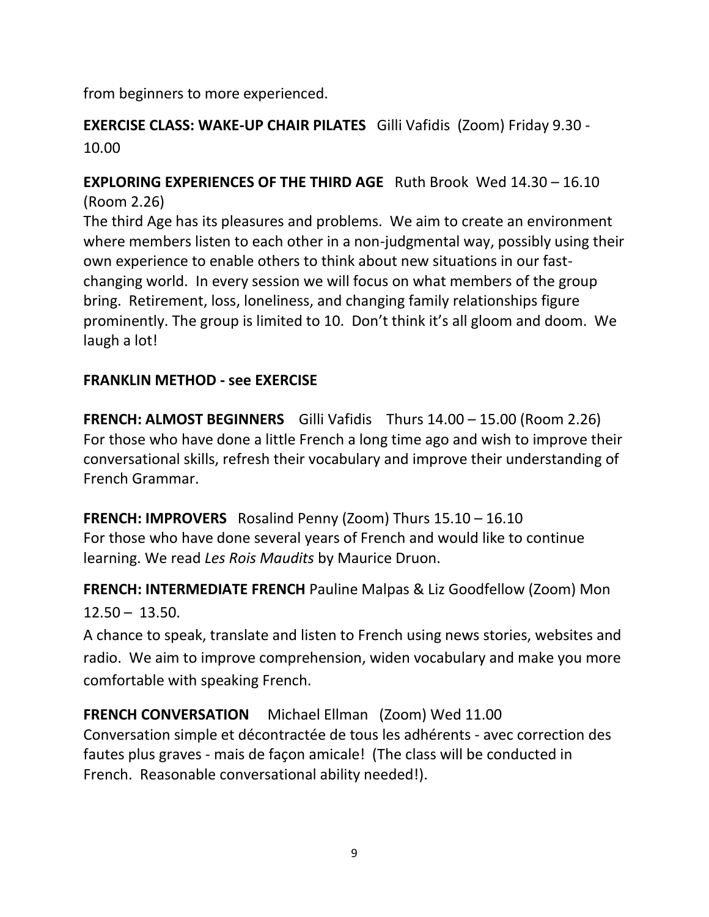from beginners to more experienced.

**EXERCISE CLASS: WAKE-UP CHAIR PILATES** Gilli Vafidis (Zoom) Friday 9.30 - 10.00

**EXPLORING EXPERIENCES OF THE THIRD AGE** Ruth Brook Wed 14.30 – 16.10 (Room 2.26)
The third Age has its pleasures and problems. We aim to create an environment where members listen to each other in a non-judgmental way, possibly using their own experience to enable others to think about new situations in our fast-changing world. In every session we will focus on what members of the group bring. Retirement, loss, loneliness, and changing family relationships figure prominently. The group is limited to 10. Don't think it's all gloom and doom. We laugh a lot!

**FRANKLIN METHOD - see EXERCISE**

**FRENCH: ALMOST BEGINNERS** Gilli Vafidis Thurs 14.00 – 15.00 (Room 2.26)
For those who have done a little French a long time ago and wish to improve their conversational skills, refresh their vocabulary and improve their understanding of French Grammar.

**FRENCH: IMPROVERS** Rosalind Penny (Zoom) Thurs 15.10 – 16.10
For those who have done several years of French and would like to continue learning. We read *Les Rois Maudits* by Maurice Druon.

**FRENCH: INTERMEDIATE FRENCH** Pauline Malpas & Liz Goodfellow (Zoom) Mon 12.50 – 13.50.
A chance to speak, translate and listen to French using news stories, websites and radio. We aim to improve comprehension, widen vocabulary and make you more comfortable with speaking French.

**FRENCH CONVERSATION** Michael Ellman (Zoom) Wed 11.00
Conversation simple et décontractée de tous les adhérents - avec correction des fautes plus graves - mais de façon amicale! (The class will be conducted in French. Reasonable conversational ability needed!).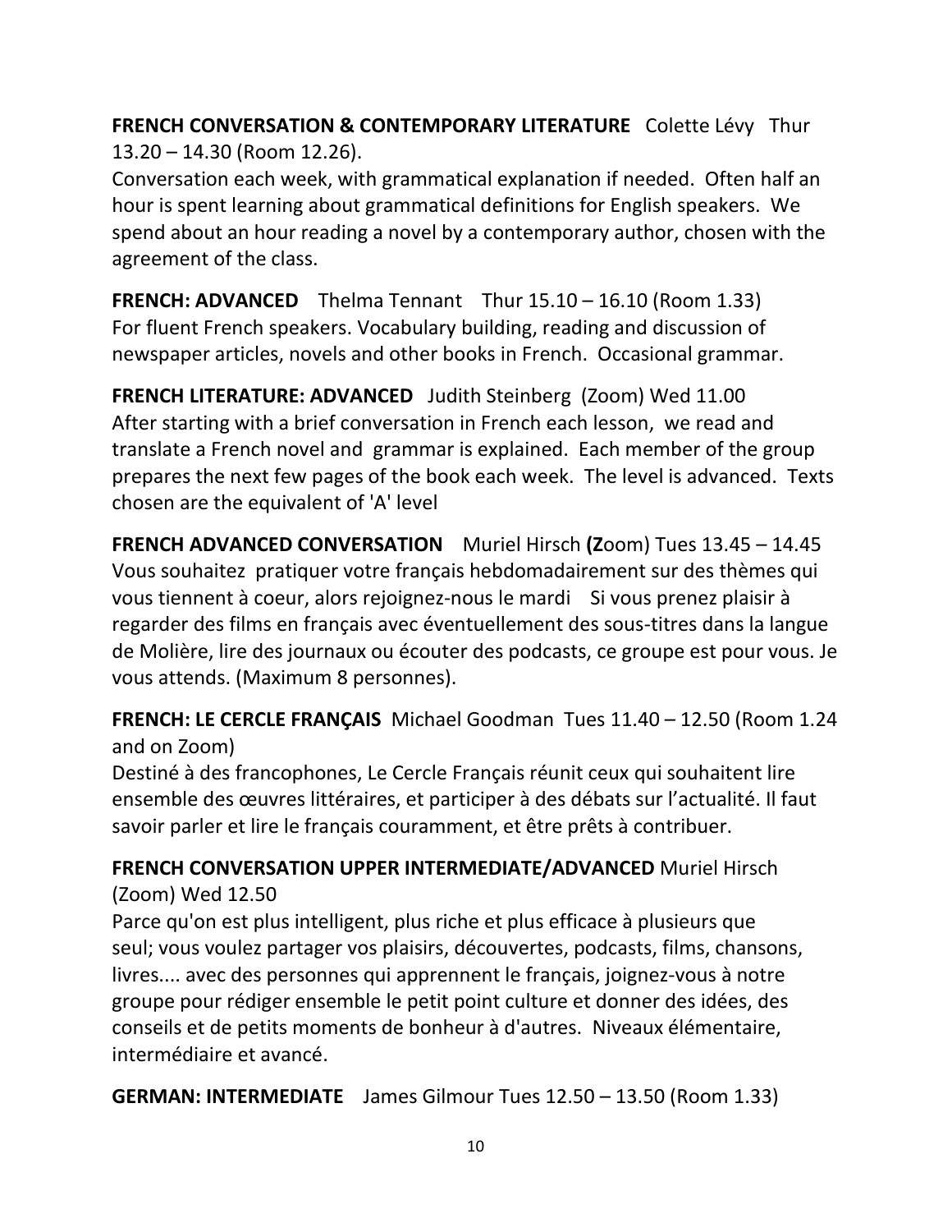**FRENCH CONVERSATION & CONTEMPORARY LITERATURE** Colette Lévy Thur 13.20 – 14.30 (Room 12.26).
Conversation each week, with grammatical explanation if needed. Often half an hour is spent learning about grammatical definitions for English speakers. We spend about an hour reading a novel by a contemporary author, chosen with the agreement of the class.

**FRENCH: ADVANCED** Thelma Tennant Thur 15.10 – 16.10 (Room 1.33)
For fluent French speakers. Vocabulary building, reading and discussion of newspaper articles, novels and other books in French. Occasional grammar.

**FRENCH LITERATURE: ADVANCED** Judith Steinberg (Zoom) Wed 11.00
After starting with a brief conversation in French each lesson, we read and translate a French novel and grammar is explained. Each member of the group prepares the next few pages of the book each week. The level is advanced. Texts chosen are the equivalent of 'A' level

**FRENCH ADVANCED CONVERSATION** Muriel Hirsch (**Z**oom) Tues 13.45 – 14.45
Vous souhaitez pratiquer votre français hebdomadairement sur des thèmes qui vous tiennent à coeur, alors rejoignez-nous le mardi Si vous prenez plaisir à regarder des films en français avec éventuellement des sous-titres dans la langue de Molière, lire des journaux ou écouter des podcasts, ce groupe est pour vous. Je vous attends. (Maximum 8 personnes).

**FRENCH: LE CERCLE FRANÇAIS** Michael Goodman Tues 11.40 – 12.50 (Room 1.24 and on Zoom)
Destiné à des francophones, Le Cercle Français réunit ceux qui souhaitent lire ensemble des œuvres littéraires, et participer à des débats sur l'actualité. Il faut savoir parler et lire le français couramment, et être prêts à contribuer.

**FRENCH CONVERSATION UPPER INTERMEDIATE/ADVANCED** Muriel Hirsch (Zoom) Wed 12.50
Parce qu'on est plus intelligent, plus riche et plus efficace à plusieurs que seul; vous voulez partager vos plaisirs, découvertes, podcasts, films, chansons, livres.... avec des personnes qui apprennent le français, joignez-vous à notre groupe pour rédiger ensemble le petit point culture et donner des idées, des conseils et de petits moments de bonheur à d'autres. Niveaux élémentaire, intermédiaire et avancé.

**GERMAN: INTERMEDIATE** James Gilmour Tues 12.50 – 13.50 (Room 1.33)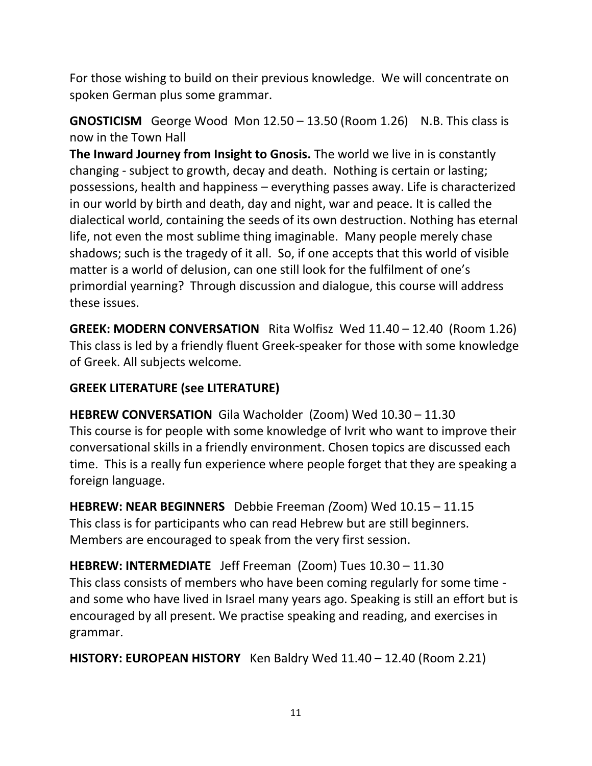For those wishing to build on their previous knowledge. We will concentrate on spoken German plus some grammar.

**GNOSTICISM** George Wood Mon 12.50 – 13.50 (Room 1.26) N.B. This class is now in the Town Hall

**The Inward Journey from Insight to Gnosis.** The world we live in is constantly changing - subject to growth, decay and death. Nothing is certain or lasting; possessions, health and happiness – everything passes away. Life is characterized in our world by birth and death, day and night, war and peace. It is called the dialectical world, containing the seeds of its own destruction. Nothing has eternal life, not even the most sublime thing imaginable. Many people merely chase shadows; such is the tragedy of it all. So, if one accepts that this world of visible matter is a world of delusion, can one still look for the fulfilment of one's primordial yearning? Through discussion and dialogue, this course will address these issues.

**GREEK: MODERN CONVERSATION** Rita Wolfisz Wed 11.40 – 12.40 (Room 1.26)
This class is led by a friendly fluent Greek-speaker for those with some knowledge of Greek. All subjects welcome.

**GREEK LITERATURE (see LITERATURE)**

**HEBREW CONVERSATION** Gila Wacholder (Zoom) Wed 10.30 – 11.30
This course is for people with some knowledge of Ivrit who want to improve their conversational skills in a friendly environment. Chosen topics are discussed each time. This is a really fun experience where people forget that they are speaking a foreign language.

**HEBREW: NEAR BEGINNERS** Debbie Freeman *(*Zoom) Wed 10.15 – 11.15
This class is for participants who can read Hebrew but are still beginners. Members are encouraged to speak from the very first session.

**HEBREW: INTERMEDIATE** Jeff Freeman (Zoom) Tues 10.30 – 11.30
This class consists of members who have been coming regularly for some time - and some who have lived in Israel many years ago. Speaking is still an effort but is encouraged by all present. We practise speaking and reading, and exercises in grammar.

**HISTORY: EUROPEAN HISTORY** Ken Baldry Wed 11.40 – 12.40 (Room 2.21)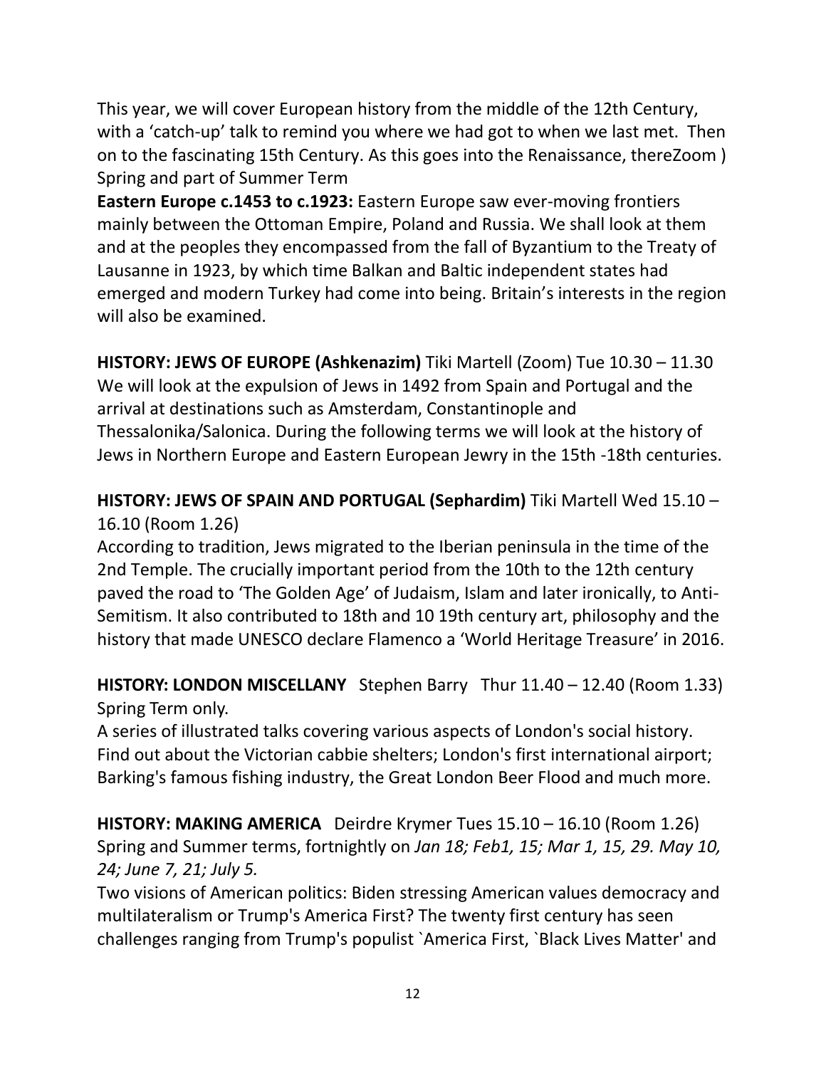This year, we will cover European history from the middle of the 12th Century, with a 'catch-up' talk to remind you where we had got to when we last met. Then on to the fascinating 15th Century. As this goes into the Renaissance, thereZoom ) Spring and part of Summer Term

**Eastern Europe c.1453 to c.1923:** Eastern Europe saw ever-moving frontiers mainly between the Ottoman Empire, Poland and Russia. We shall look at them and at the peoples they encompassed from the fall of Byzantium to the Treaty of Lausanne in 1923, by which time Balkan and Baltic independent states had emerged and modern Turkey had come into being. Britain's interests in the region will also be examined.

**HISTORY: JEWS OF EUROPE (Ashkenazim)** Tiki Martell (Zoom) Tue 10.30 – 11.30
We will look at the expulsion of Jews in 1492 from Spain and Portugal and the arrival at destinations such as Amsterdam, Constantinople and Thessalonika/Salonica. During the following terms we will look at the history of Jews in Northern Europe and Eastern European Jewry in the 15th -18th centuries.

**HISTORY: JEWS OF SPAIN AND PORTUGAL (Sephardim)** Tiki Martell Wed 15.10 – 16.10 (Room 1.26)
According to tradition, Jews migrated to the Iberian peninsula in the time of the 2nd Temple. The crucially important period from the 10th to the 12th century paved the road to 'The Golden Age' of Judaism, Islam and later ironically, to Anti-Semitism. It also contributed to 18th and 10 19th century art, philosophy and the history that made UNESCO declare Flamenco a 'World Heritage Treasure' in 2016.

**HISTORY: LONDON MISCELLANY** Stephen Barry Thur 11.40 – 12.40 (Room 1.33) Spring Term only.
A series of illustrated talks covering various aspects of London's social history. Find out about the Victorian cabbie shelters; London's first international airport; Barking's famous fishing industry, the Great London Beer Flood and much more.

**HISTORY: MAKING AMERICA** Deirdre Krymer Tues 15.10 – 16.10 (Room 1.26) Spring and Summer terms, fortnightly on *Jan 18; Feb1, 15; Mar 1, 15, 29. May 10, 24; June 7, 21; July 5.*
Two visions of American politics: Biden stressing American values democracy and multilateralism or Trump's America First? The twenty first century has seen challenges ranging from Trump's populist `America First, `Black Lives Matter' and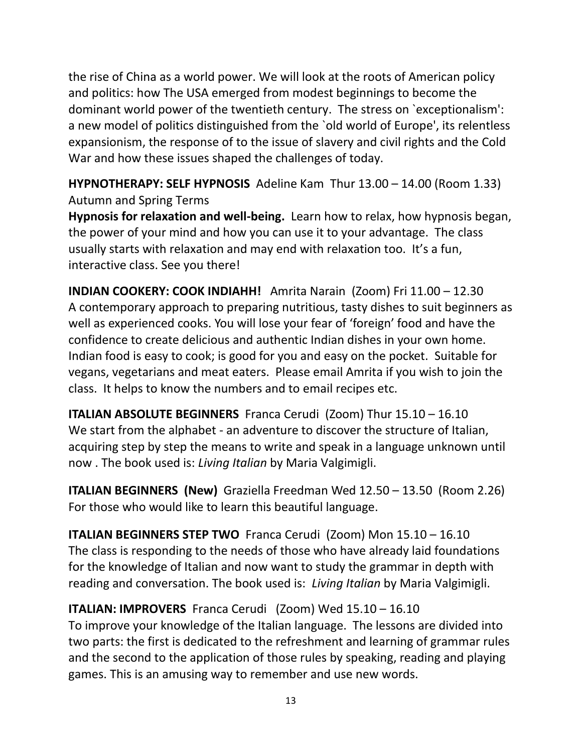the rise of China as a world power. We will look at the roots of American policy and politics: how The USA emerged from modest beginnings to become the dominant world power of the twentieth century. The stress on `exceptionalism': a new model of politics distinguished from the `old world of Europe', its relentless expansionism, the response of to the issue of slavery and civil rights and the Cold War and how these issues shaped the challenges of today.

**HYPNOTHERAPY: SELF HYPNOSIS** Adeline Kam Thur 13.00 – 14.00 (Room 1.33) Autumn and Spring Terms

**Hypnosis for relaxation and well-being.** Learn how to relax, how hypnosis began, the power of your mind and how you can use it to your advantage. The class usually starts with relaxation and may end with relaxation too. It's a fun, interactive class. See you there!

**INDIAN COOKERY: COOK INDIAHH!** Amrita Narain (Zoom) Fri 11.00 – 12.30
A contemporary approach to preparing nutritious, tasty dishes to suit beginners as well as experienced cooks. You will lose your fear of 'foreign' food and have the confidence to create delicious and authentic Indian dishes in your own home. Indian food is easy to cook; is good for you and easy on the pocket. Suitable for vegans, vegetarians and meat eaters. Please email Amrita if you wish to join the class. It helps to know the numbers and to email recipes etc.

**ITALIAN ABSOLUTE BEGINNERS** Franca Cerudi (Zoom) Thur 15.10 – 16.10
We start from the alphabet - an adventure to discover the structure of Italian, acquiring step by step the means to write and speak in a language unknown until now . The book used is: *Living Italian* by Maria Valgimigli.

**ITALIAN BEGINNERS (New)** Graziella Freedman Wed 12.50 – 13.50 (Room 2.26)
For those who would like to learn this beautiful language.

**ITALIAN BEGINNERS STEP TWO** Franca Cerudi (Zoom) Mon 15.10 – 16.10
The class is responding to the needs of those who have already laid foundations for the knowledge of Italian and now want to study the grammar in depth with reading and conversation. The book used is: *Living Italian* by Maria Valgimigli.

**ITALIAN: IMPROVERS** Franca Cerudi (Zoom) Wed 15.10 – 16.10
To improve your knowledge of the Italian language. The lessons are divided into two parts: the first is dedicated to the refreshment and learning of grammar rules and the second to the application of those rules by speaking, reading and playing games. This is an amusing way to remember and use new words.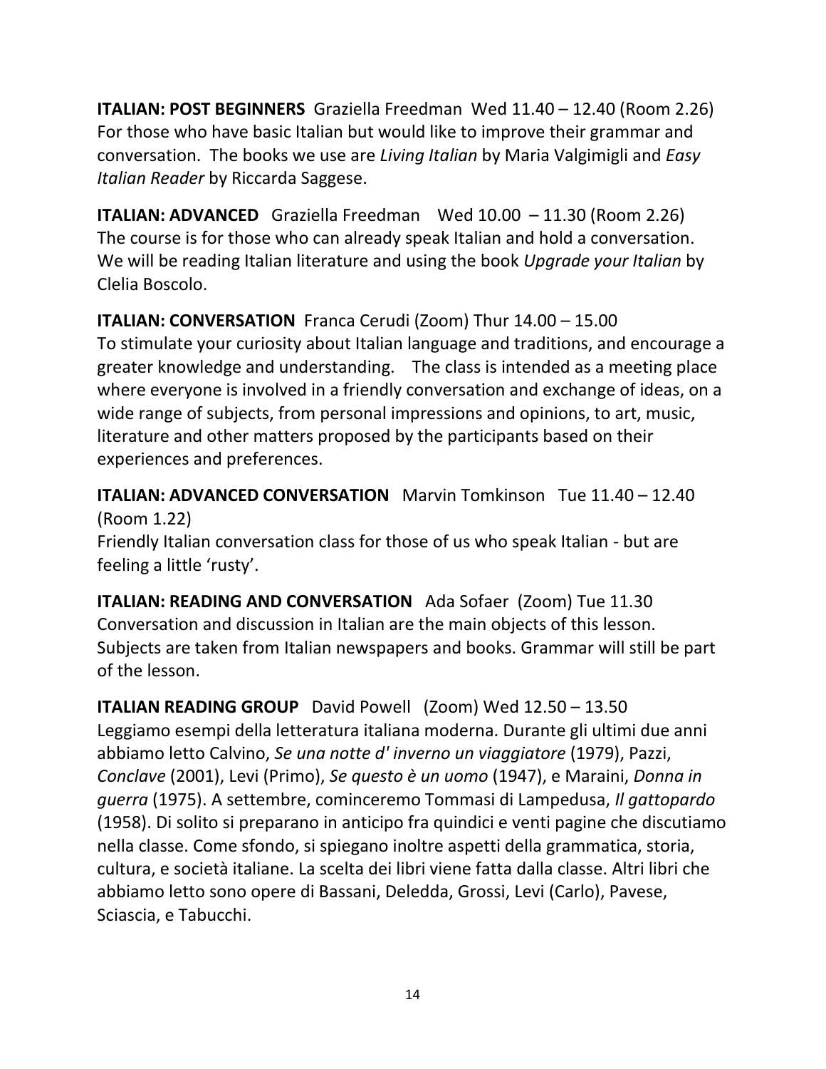**ITALIAN: POST BEGINNERS** Graziella Freedman Wed 11.40 – 12.40 (Room 2.26)
For those who have basic Italian but would like to improve their grammar and conversation. The books we use are *Living Italian* by Maria Valgimigli and *Easy Italian Reader* by Riccarda Saggese.

**ITALIAN: ADVANCED** Graziella Freedman Wed 10.00 – 11.30 (Room 2.26)
The course is for those who can already speak Italian and hold a conversation. We will be reading Italian literature and using the book *Upgrade your Italian* by Clelia Boscolo.

**ITALIAN: CONVERSATION** Franca Cerudi (Zoom) Thur 14.00 – 15.00
To stimulate your curiosity about Italian language and traditions, and encourage a greater knowledge and understanding. The class is intended as a meeting place where everyone is involved in a friendly conversation and exchange of ideas, on a wide range of subjects, from personal impressions and opinions, to art, music, literature and other matters proposed by the participants based on their experiences and preferences.

**ITALIAN: ADVANCED CONVERSATION** Marvin Tomkinson Tue 11.40 – 12.40 (Room 1.22)
Friendly Italian conversation class for those of us who speak Italian - but are feeling a little 'rusty'.

**ITALIAN: READING AND CONVERSATION** Ada Sofaer (Zoom) Tue 11.30
Conversation and discussion in Italian are the main objects of this lesson. Subjects are taken from Italian newspapers and books. Grammar will still be part of the lesson.

**ITALIAN READING GROUP** David Powell (Zoom) Wed 12.50 – 13.50
Leggiamo esempi della letteratura italiana moderna. Durante gli ultimi due anni abbiamo letto Calvino, *Se una notte d' inverno un viaggiatore* (1979), Pazzi, *Conclave* (2001), Levi (Primo), *Se questo è un uomo* (1947), e Maraini, *Donna in guerra* (1975). A settembre, cominceremo Tommasi di Lampedusa, *Il gattopardo* (1958). Di solito si preparano in anticipo fra quindici e venti pagine che discutiamo nella classe. Come sfondo, si spiegano inoltre aspetti della grammatica, storia, cultura, e società italiane. La scelta dei libri viene fatta dalla classe. Altri libri che abbiamo letto sono opere di Bassani, Deledda, Grossi, Levi (Carlo), Pavese, Sciascia, e Tabucchi.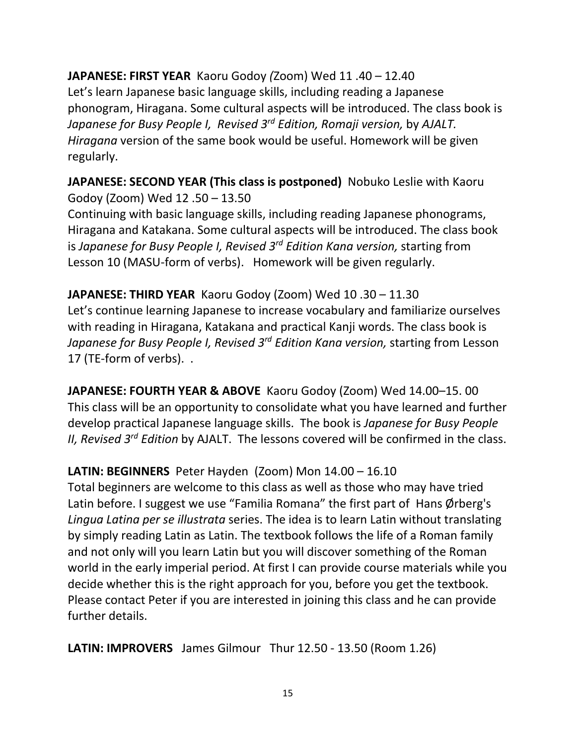**JAPANESE: FIRST YEAR** Kaoru Godoy *(*Zoom) Wed 11 .40 – 12.40
Let's learn Japanese basic language skills, including reading a Japanese phonogram, Hiragana. Some cultural aspects will be introduced. The class book is *Japanese for Busy People I, Revised 3rd Edition, Romaji version,* by *AJALT. Hiragana* version of the same book would be useful. Homework will be given regularly.

**JAPANESE: SECOND YEAR (This class is postponed)** Nobuko Leslie with Kaoru Godoy (Zoom) Wed 12 .50 – 13.50
Continuing with basic language skills, including reading Japanese phonograms, Hiragana and Katakana. Some cultural aspects will be introduced. The class book is *Japanese for Busy People I, Revised 3rd Edition Kana version,* starting from Lesson 10 (MASU-form of verbs). Homework will be given regularly.

**JAPANESE: THIRD YEAR** Kaoru Godoy (Zoom) Wed 10 .30 – 11.30
Let's continue learning Japanese to increase vocabulary and familiarize ourselves with reading in Hiragana, Katakana and practical Kanji words. The class book is *Japanese for Busy People I, Revised 3rd Edition Kana version,* starting from Lesson 17 (TE-form of verbs). .

**JAPANESE: FOURTH YEAR & ABOVE** Kaoru Godoy (Zoom) Wed 14.00–15. 00
This class will be an opportunity to consolidate what you have learned and further develop practical Japanese language skills. The book is *Japanese for Busy People II, Revised 3rd Edition* by AJALT. The lessons covered will be confirmed in the class.

**LATIN: BEGINNERS** Peter Hayden (Zoom) Mon 14.00 – 16.10
Total beginners are welcome to this class as well as those who may have tried Latin before. I suggest we use "Familia Romana" the first part of Hans Ørberg's *Lingua Latina per se illustrata* series. The idea is to learn Latin without translating by simply reading Latin as Latin. The textbook follows the life of a Roman family and not only will you learn Latin but you will discover something of the Roman world in the early imperial period. At first I can provide course materials while you decide whether this is the right approach for you, before you get the textbook. Please contact Peter if you are interested in joining this class and he can provide further details.

**LATIN: IMPROVERS** James Gilmour Thur 12.50 - 13.50 (Room 1.26)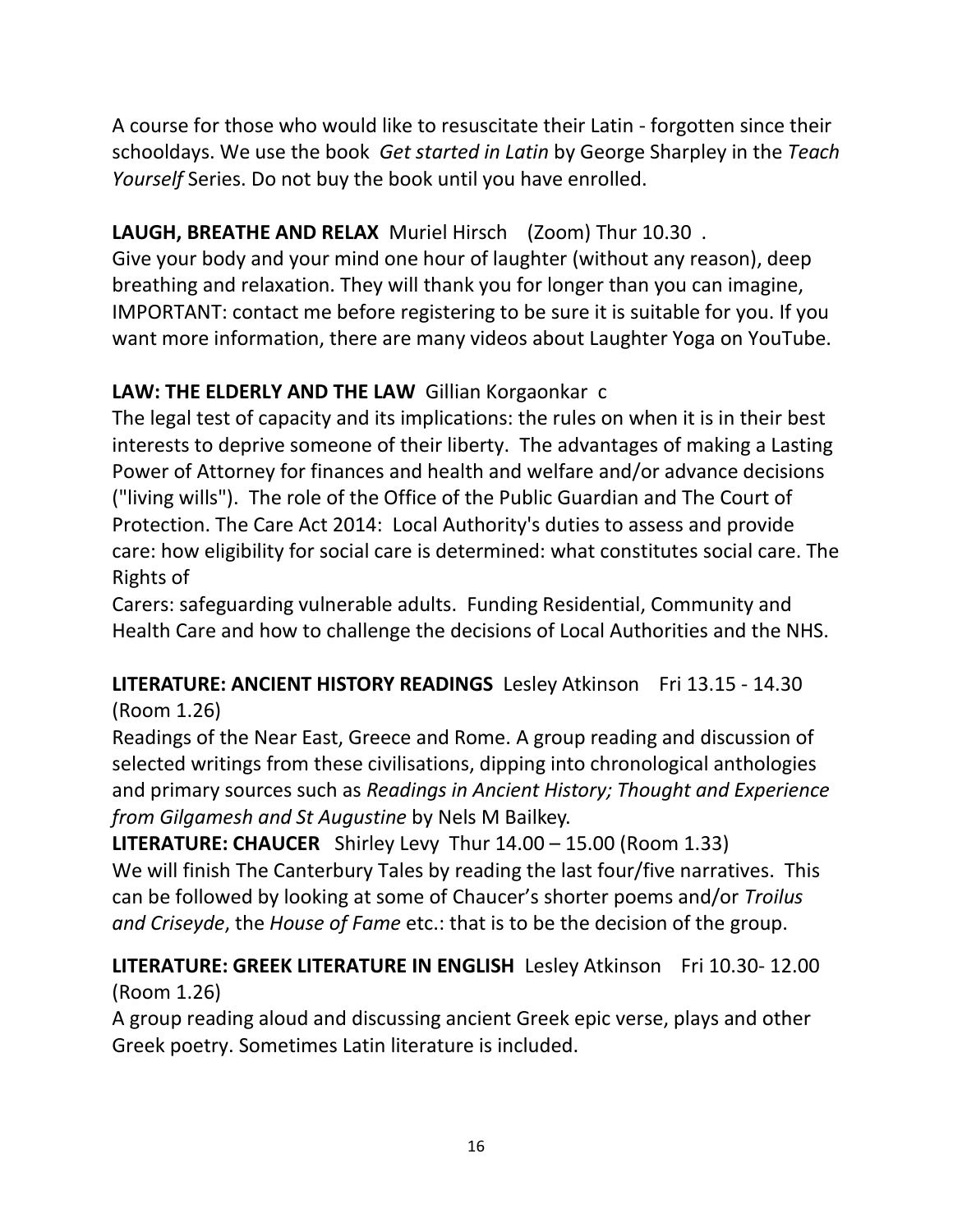A course for those who would like to resuscitate their Latin - forgotten since their schooldays. We use the book *Get started in Latin* by George Sharpley in the *Teach Yourself* Series. Do not buy the book until you have enrolled.

**LAUGH, BREATHE AND RELAX** Muriel Hirsch (Zoom) Thur 10.30 .
Give your body and your mind one hour of laughter (without any reason), deep breathing and relaxation. They will thank you for longer than you can imagine, IMPORTANT: contact me before registering to be sure it is suitable for you. If you want more information, there are many videos about Laughter Yoga on YouTube.

**LAW: THE ELDERLY AND THE LAW** Gillian Korgaonkar c
The legal test of capacity and its implications: the rules on when it is in their best interests to deprive someone of their liberty. The advantages of making a Lasting Power of Attorney for finances and health and welfare and/or advance decisions ("living wills"). The role of the Office of the Public Guardian and The Court of Protection. The Care Act 2014: Local Authority's duties to assess and provide care: how eligibility for social care is determined: what constitutes social care. The Rights of
Carers: safeguarding vulnerable adults. Funding Residential, Community and Health Care and how to challenge the decisions of Local Authorities and the NHS.

**LITERATURE: ANCIENT HISTORY READINGS** Lesley Atkinson Fri 13.15 - 14.30 (Room 1.26)
Readings of the Near East, Greece and Rome. A group reading and discussion of selected writings from these civilisations, dipping into chronological anthologies and primary sources such as *Readings in Ancient History; Thought and Experience from Gilgamesh and St Augustine* by Nels M Bailkey.

**LITERATURE: CHAUCER** Shirley Levy Thur 14.00 – 15.00 (Room 1.33)
We will finish The Canterbury Tales by reading the last four/five narratives. This can be followed by looking at some of Chaucer's shorter poems and/or *Troilus and Criseyde*, the *House of Fame* etc.: that is to be the decision of the group.

**LITERATURE: GREEK LITERATURE IN ENGLISH** Lesley Atkinson Fri 10.30- 12.00 (Room 1.26)
A group reading aloud and discussing ancient Greek epic verse, plays and other Greek poetry. Sometimes Latin literature is included.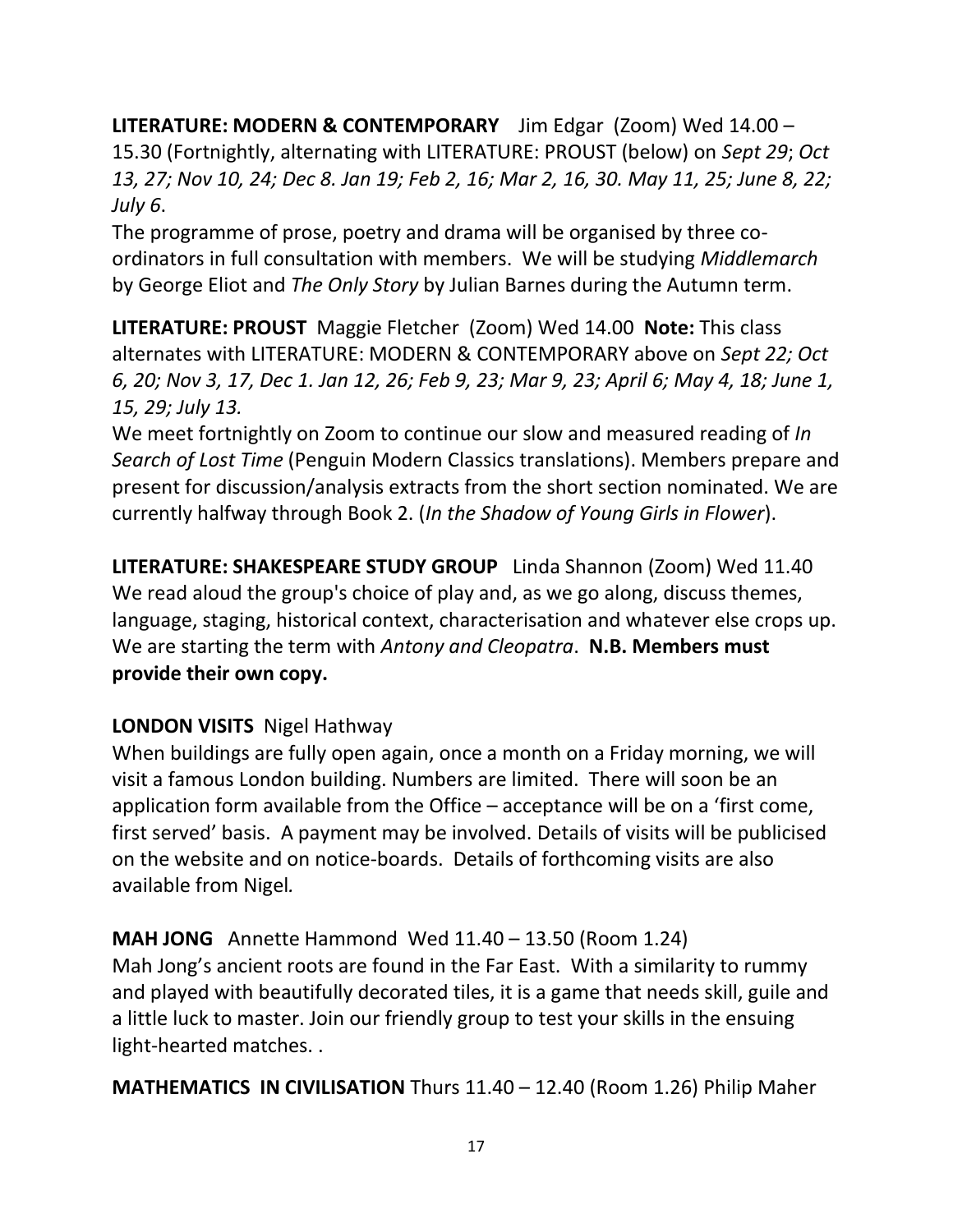**LITERATURE: MODERN & CONTEMPORARY** Jim Edgar (Zoom) Wed 14.00 – 15.30 (Fortnightly, alternating with LITERATURE: PROUST (below) on *Sept 29*; *Oct 13, 27; Nov 10, 24; Dec 8. Jan 19; Feb 2, 16; Mar 2, 16, 30. May 11, 25; June 8, 22; July 6*.

The programme of prose, poetry and drama will be organised by three co-ordinators in full consultation with members. We will be studying *Middlemarch* by George Eliot and *The Only Story* by Julian Barnes during the Autumn term.

**LITERATURE: PROUST** Maggie Fletcher (Zoom) Wed 14.00 **Note:** This class alternates with LITERATURE: MODERN & CONTEMPORARY above on *Sept 22; Oct 6, 20; Nov 3, 17, Dec 1. Jan 12, 26; Feb 9, 23; Mar 9, 23; April 6; May 4, 18; June 1, 15, 29; July 13.*

We meet fortnightly on Zoom to continue our slow and measured reading of *In Search of Lost Time* (Penguin Modern Classics translations). Members prepare and present for discussion/analysis extracts from the short section nominated. We are currently halfway through Book 2. (*In the Shadow of Young Girls in Flower*).

**LITERATURE: SHAKESPEARE STUDY GROUP** Linda Shannon (Zoom) Wed 11.40 We read aloud the group's choice of play and, as we go along, discuss themes, language, staging, historical context, characterisation and whatever else crops up. We are starting the term with *Antony and Cleopatra*. **N.B. Members must provide their own copy.**

**LONDON VISITS** Nigel Hathway

When buildings are fully open again, once a month on a Friday morning, we will visit a famous London building. Numbers are limited. There will soon be an application form available from the Office – acceptance will be on a 'first come, first served' basis. A payment may be involved. Details of visits will be publicised on the website and on notice-boards. Details of forthcoming visits are also available from Nigel*.*

**MAH JONG** Annette Hammond Wed 11.40 – 13.50 (Room 1.24)

Mah Jong's ancient roots are found in the Far East. With a similarity to rummy and played with beautifully decorated tiles, it is a game that needs skill, guile and a little luck to master. Join our friendly group to test your skills in the ensuing light-hearted matches. .

**MATHEMATICS IN CIVILISATION** Thurs 11.40 – 12.40 (Room 1.26) Philip Maher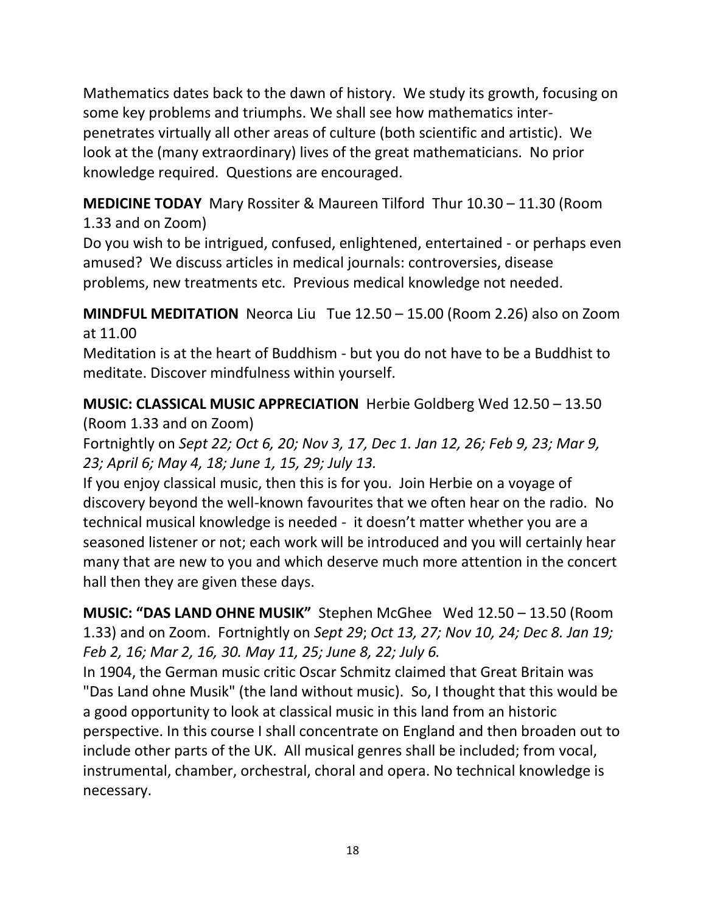Mathematics dates back to the dawn of history. We study its growth, focusing on some key problems and triumphs. We shall see how mathematics inter-penetrates virtually all other areas of culture (both scientific and artistic). We look at the (many extraordinary) lives of the great mathematicians. No prior knowledge required. Questions are encouraged.

**MEDICINE TODAY** Mary Rossiter & Maureen Tilford Thur 10.30 – 11.30 (Room 1.33 and on Zoom)
Do you wish to be intrigued, confused, enlightened, entertained - or perhaps even amused? We discuss articles in medical journals: controversies, disease problems, new treatments etc. Previous medical knowledge not needed.

**MINDFUL MEDITATION** Neorca Liu Tue 12.50 – 15.00 (Room 2.26) also on Zoom at 11.00
Meditation is at the heart of Buddhism - but you do not have to be a Buddhist to meditate. Discover mindfulness within yourself.

**MUSIC: CLASSICAL MUSIC APPRECIATION** Herbie Goldberg Wed 12.50 – 13.50 (Room 1.33 and on Zoom)
Fortnightly on *Sept 22; Oct 6, 20; Nov 3, 17, Dec 1. Jan 12, 26; Feb 9, 23; Mar 9, 23; April 6; May 4, 18; June 1, 15, 29; July 13.*
If you enjoy classical music, then this is for you. Join Herbie on a voyage of discovery beyond the well-known favourites that we often hear on the radio. No technical musical knowledge is needed - it doesn't matter whether you are a seasoned listener or not; each work will be introduced and you will certainly hear many that are new to you and which deserve much more attention in the concert hall then they are given these days.

**MUSIC: "DAS LAND OHNE MUSIK"** Stephen McGhee Wed 12.50 – 13.50 (Room 1.33) and on Zoom. Fortnightly on *Sept 29*; *Oct 13, 27; Nov 10, 24; Dec 8. Jan 19; Feb 2, 16; Mar 2, 16, 30. May 11, 25; June 8, 22; July 6.*
In 1904, the German music critic Oscar Schmitz claimed that Great Britain was "Das Land ohne Musik" (the land without music). So, I thought that this would be a good opportunity to look at classical music in this land from an historic perspective. In this course I shall concentrate on England and then broaden out to include other parts of the UK. All musical genres shall be included; from vocal, instrumental, chamber, orchestral, choral and opera. No technical knowledge is necessary.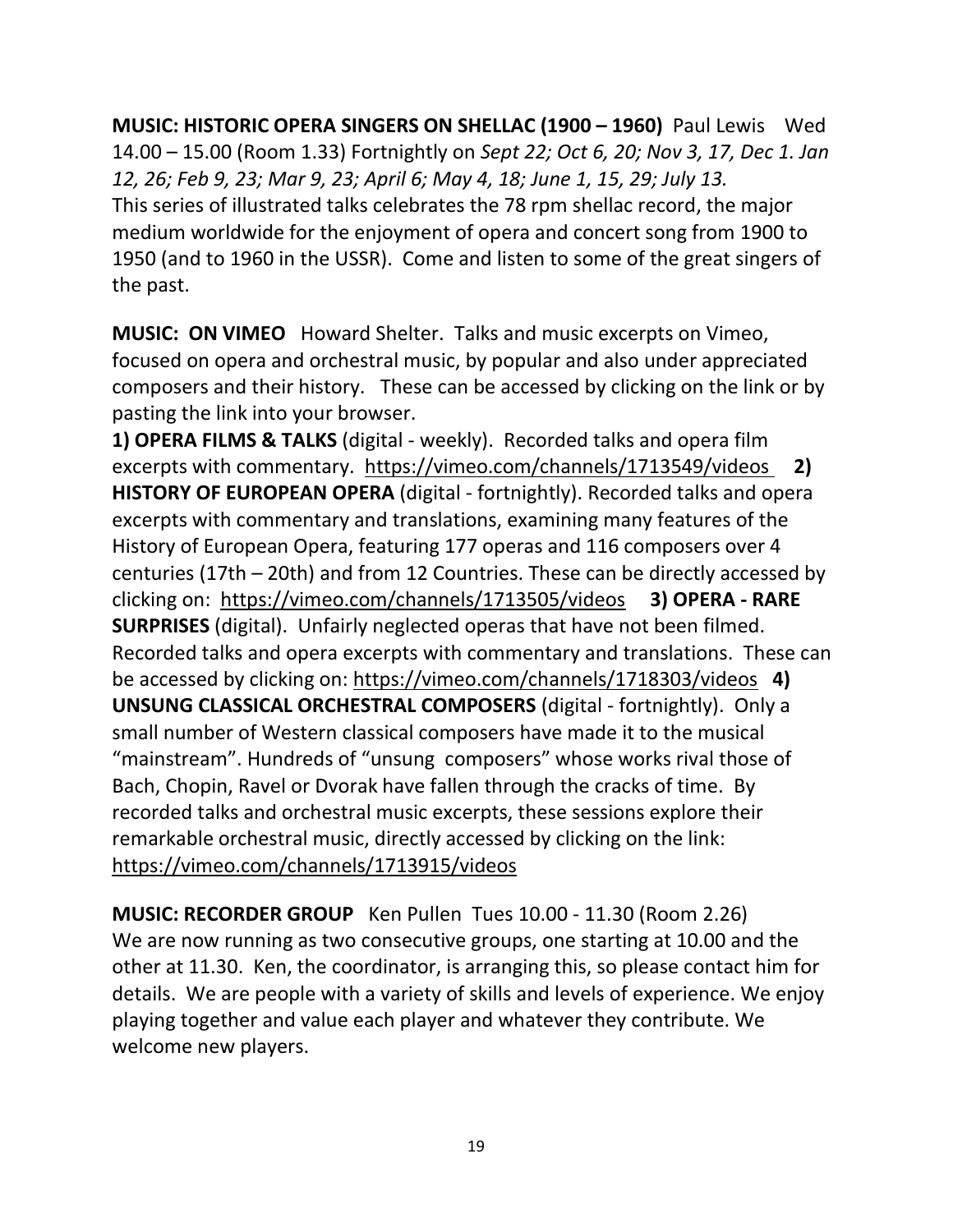**MUSIC: HISTORIC OPERA SINGERS ON SHELLAC (1900 – 1960)** Paul Lewis Wed 14.00 – 15.00 (Room 1.33) Fortnightly on *Sept 22; Oct 6, 20; Nov 3, 17, Dec 1. Jan 12, 26; Feb 9, 23; Mar 9, 23; April 6; May 4, 18; June 1, 15, 29; July 13.* This series of illustrated talks celebrates the 78 rpm shellac record, the major medium worldwide for the enjoyment of opera and concert song from 1900 to 1950 (and to 1960 in the USSR). Come and listen to some of the great singers of the past.

**MUSIC: ON VIMEO** Howard Shelter. Talks and music excerpts on Vimeo, focused on opera and orchestral music, by popular and also under appreciated composers and their history. These can be accessed by clicking on the link or by pasting the link into your browser.

**1) OPERA FILMS & TALKS** (digital - weekly). Recorded talks and opera film excerpts with commentary. https://vimeo.com/channels/1713549/videos **2) HISTORY OF EUROPEAN OPERA** (digital - fortnightly). Recorded talks and opera excerpts with commentary and translations, examining many features of the History of European Opera, featuring 177 operas and 116 composers over 4 centuries (17th – 20th) and from 12 Countries. These can be directly accessed by clicking on: https://vimeo.com/channels/1713505/videos **3) OPERA - RARE SURPRISES** (digital). Unfairly neglected operas that have not been filmed. Recorded talks and opera excerpts with commentary and translations. These can be accessed by clicking on: https://vimeo.com/channels/1718303/videos **4) UNSUNG CLASSICAL ORCHESTRAL COMPOSERS** (digital - fortnightly). Only a small number of Western classical composers have made it to the musical "mainstream". Hundreds of "unsung composers" whose works rival those of Bach, Chopin, Ravel or Dvorak have fallen through the cracks of time. By recorded talks and orchestral music excerpts, these sessions explore their remarkable orchestral music, directly accessed by clicking on the link: https://vimeo.com/channels/1713915/videos

**MUSIC: RECORDER GROUP** Ken Pullen Tues 10.00 - 11.30 (Room 2.26) We are now running as two consecutive groups, one starting at 10.00 and the other at 11.30. Ken, the coordinator, is arranging this, so please contact him for details. We are people with a variety of skills and levels of experience. We enjoy playing together and value each player and whatever they contribute. We welcome new players.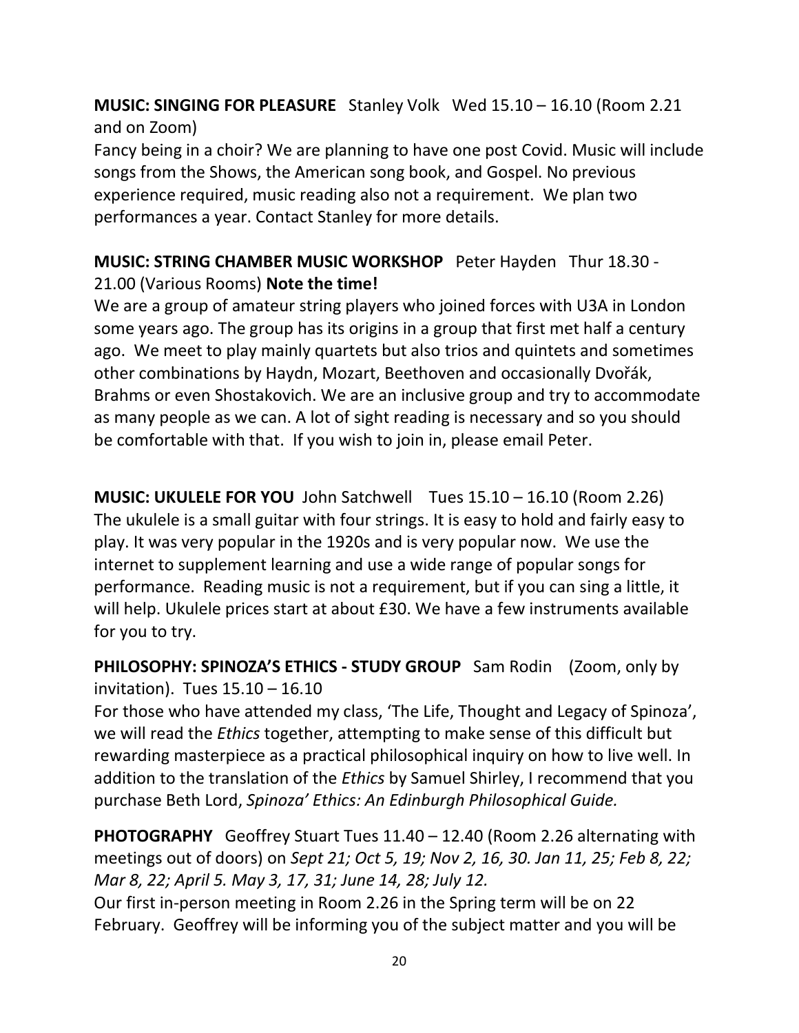**MUSIC: SINGING FOR PLEASURE** Stanley Volk Wed 15.10 – 16.10 (Room 2.21 and on Zoom)

Fancy being in a choir? We are planning to have one post Covid. Music will include songs from the Shows, the American song book, and Gospel. No previous experience required, music reading also not a requirement. We plan two performances a year. Contact Stanley for more details.

**MUSIC: STRING CHAMBER MUSIC WORKSHOP** Peter Hayden Thur 18.30 - 21.00 (Various Rooms) **Note the time!**

We are a group of amateur string players who joined forces with U3A in London some years ago. The group has its origins in a group that first met half a century ago. We meet to play mainly quartets but also trios and quintets and sometimes other combinations by Haydn, Mozart, Beethoven and occasionally Dvořák, Brahms or even Shostakovich. We are an inclusive group and try to accommodate as many people as we can. A lot of sight reading is necessary and so you should be comfortable with that. If you wish to join in, please email Peter.

**MUSIC: UKULELE FOR YOU** John Satchwell Tues 15.10 – 16.10 (Room 2.26)

The ukulele is a small guitar with four strings. It is easy to hold and fairly easy to play. It was very popular in the 1920s and is very popular now. We use the internet to supplement learning and use a wide range of popular songs for performance. Reading music is not a requirement, but if you can sing a little, it will help. Ukulele prices start at about £30. We have a few instruments available for you to try.

**PHILOSOPHY: SPINOZA'S ETHICS - STUDY GROUP** Sam Rodin (Zoom, only by invitation). Tues 15.10 – 16.10

For those who have attended my class, 'The Life, Thought and Legacy of Spinoza', we will read the *Ethics* together, attempting to make sense of this difficult but rewarding masterpiece as a practical philosophical inquiry on how to live well. In addition to the translation of the *Ethics* by Samuel Shirley, I recommend that you purchase Beth Lord, *Spinoza' Ethics: An Edinburgh Philosophical Guide.*

**PHOTOGRAPHY** Geoffrey Stuart Tues 11.40 – 12.40 (Room 2.26 alternating with meetings out of doors) on *Sept 21; Oct 5, 19; Nov 2, 16, 30. Jan 11, 25; Feb 8, 22; Mar 8, 22; April 5. May 3, 17, 31; June 14, 28; July 12.*

Our first in-person meeting in Room 2.26 in the Spring term will be on 22 February. Geoffrey will be informing you of the subject matter and you will be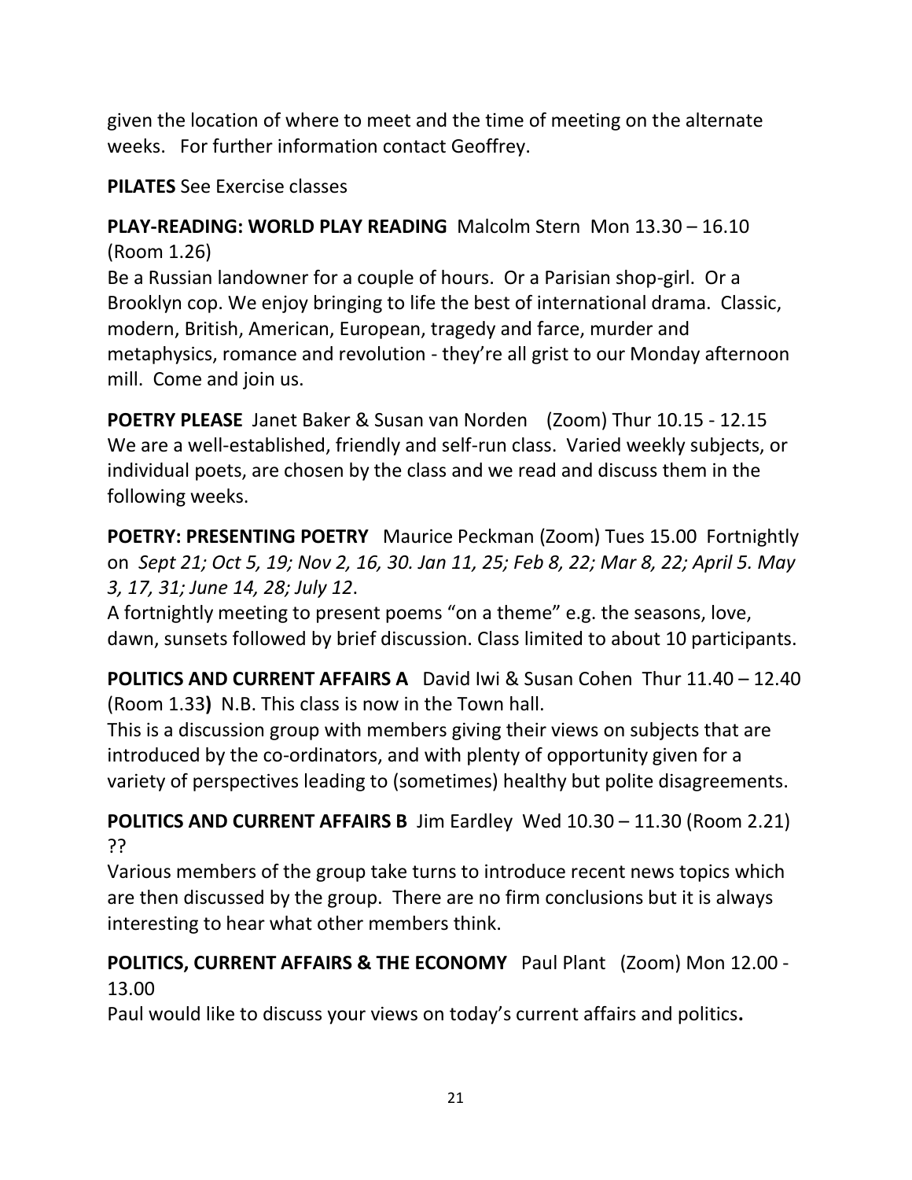given the location of where to meet and the time of meeting on the alternate weeks. For further information contact Geoffrey.

**PILATES** See Exercise classes

**PLAY-READING: WORLD PLAY READING** Malcolm Stern Mon 13.30 – 16.10 (Room 1.26)
Be a Russian landowner for a couple of hours. Or a Parisian shop-girl. Or a Brooklyn cop. We enjoy bringing to life the best of international drama. Classic, modern, British, American, European, tragedy and farce, murder and metaphysics, romance and revolution - they're all grist to our Monday afternoon mill. Come and join us.

**POETRY PLEASE** Janet Baker & Susan van Norden (Zoom) Thur 10.15 - 12.15
We are a well-established, friendly and self-run class. Varied weekly subjects, or individual poets, are chosen by the class and we read and discuss them in the following weeks.

**POETRY: PRESENTING POETRY** Maurice Peckman (Zoom) Tues 15.00 Fortnightly on *Sept 21; Oct 5, 19; Nov 2, 16, 30. Jan 11, 25; Feb 8, 22; Mar 8, 22; April 5. May 3, 17, 31; June 14, 28; July 12*.
A fortnightly meeting to present poems "on a theme" e.g. the seasons, love, dawn, sunsets followed by brief discussion. Class limited to about 10 participants.

**POLITICS AND CURRENT AFFAIRS A** David Iwi & Susan Cohen Thur 11.40 – 12.40 (Room 1.33**)** N.B. This class is now in the Town hall.
This is a discussion group with members giving their views on subjects that are introduced by the co-ordinators, and with plenty of opportunity given for a variety of perspectives leading to (sometimes) healthy but polite disagreements.

**POLITICS AND CURRENT AFFAIRS B** Jim Eardley Wed 10.30 – 11.30 (Room 2.21) ??
Various members of the group take turns to introduce recent news topics which are then discussed by the group. There are no firm conclusions but it is always interesting to hear what other members think.

**POLITICS, CURRENT AFFAIRS & THE ECONOMY** Paul Plant (Zoom) Mon 12.00 - 13.00
Paul would like to discuss your views on today's current affairs and politics**.**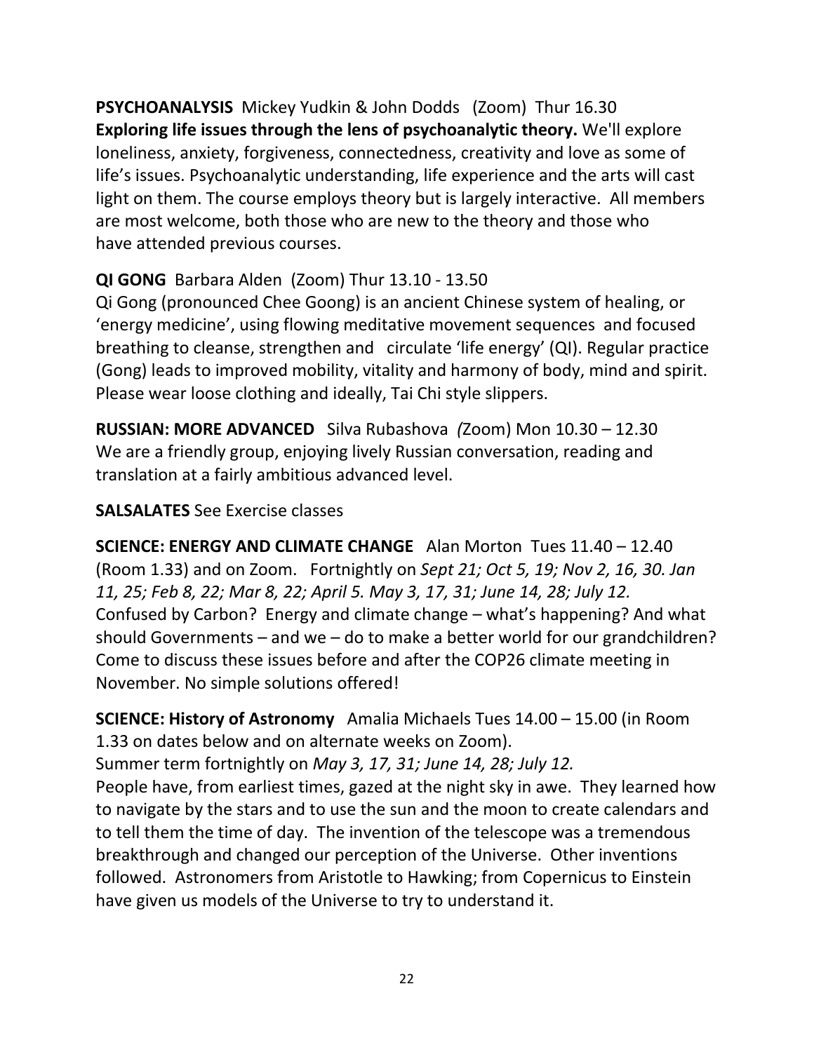**PSYCHOANALYSIS** Mickey Yudkin & John Dodds (Zoom) Thur 16.30
**Exploring life issues through the lens of psychoanalytic theory.** We'll explore loneliness, anxiety, forgiveness, connectedness, creativity and love as some of life's issues. Psychoanalytic understanding, life experience and the arts will cast light on them. The course employs theory but is largely interactive. All members are most welcome, both those who are new to the theory and those who have attended previous courses.

**QI GONG** Barbara Alden (Zoom) Thur 13.10 - 13.50
Qi Gong (pronounced Chee Goong) is an ancient Chinese system of healing, or 'energy medicine', using flowing meditative movement sequences and focused breathing to cleanse, strengthen and circulate 'life energy' (QI). Regular practice (Gong) leads to improved mobility, vitality and harmony of body, mind and spirit. Please wear loose clothing and ideally, Tai Chi style slippers.

**RUSSIAN: MORE ADVANCED** Silva Rubashova *(*Zoom) Mon 10.30 – 12.30
We are a friendly group, enjoying lively Russian conversation, reading and translation at a fairly ambitious advanced level.

**SALSALATES** See Exercise classes

**SCIENCE: ENERGY AND CLIMATE CHANGE** Alan Morton Tues 11.40 – 12.40 (Room 1.33) and on Zoom. Fortnightly on *Sept 21; Oct 5, 19; Nov 2, 16, 30. Jan 11, 25; Feb 8, 22; Mar 8, 22; April 5. May 3, 17, 31; June 14, 28; July 12.*
Confused by Carbon? Energy and climate change – what's happening? And what should Governments – and we – do to make a better world for our grandchildren? Come to discuss these issues before and after the COP26 climate meeting in November. No simple solutions offered!

**SCIENCE: History of Astronomy** Amalia Michaels Tues 14.00 – 15.00 (in Room 1.33 on dates below and on alternate weeks on Zoom).
Summer term fortnightly on *May 3, 17, 31; June 14, 28; July 12.*
People have, from earliest times, gazed at the night sky in awe. They learned how to navigate by the stars and to use the sun and the moon to create calendars and to tell them the time of day. The invention of the telescope was a tremendous breakthrough and changed our perception of the Universe. Other inventions followed. Astronomers from Aristotle to Hawking; from Copernicus to Einstein have given us models of the Universe to try to understand it.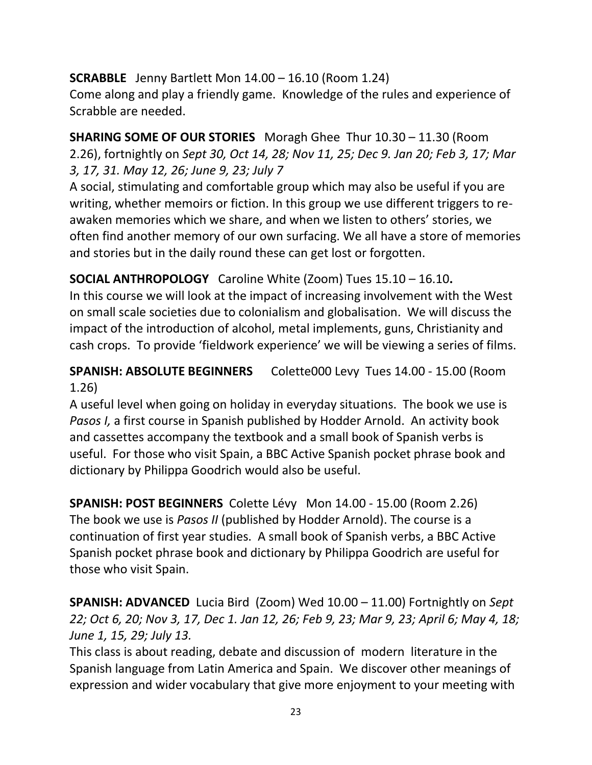**SCRABBLE** Jenny Bartlett Mon 14.00 – 16.10 (Room 1.24)
Come along and play a friendly game. Knowledge of the rules and experience of Scrabble are needed.

**SHARING SOME OF OUR STORIES** Moragh Ghee Thur 10.30 – 11.30 (Room 2.26), fortnightly on *Sept 30, Oct 14, 28; Nov 11, 25; Dec 9. Jan 20; Feb 3, 17; Mar 3, 17, 31. May 12, 26; June 9, 23; July 7*
A social, stimulating and comfortable group which may also be useful if you are writing, whether memoirs or fiction. In this group we use different triggers to re-awaken memories which we share, and when we listen to others' stories, we often find another memory of our own surfacing. We all have a store of memories and stories but in the daily round these can get lost or forgotten.

**SOCIAL ANTHROPOLOGY** Caroline White (Zoom) Tues 15.10 – 16.10**.**
In this course we will look at the impact of increasing involvement with the West on small scale societies due to colonialism and globalisation. We will discuss the impact of the introduction of alcohol, metal implements, guns, Christianity and cash crops. To provide 'fieldwork experience' we will be viewing a series of films.

**SPANISH: ABSOLUTE BEGINNERS** Colette000 Levy Tues 14.00 - 15.00 (Room 1.26)
A useful level when going on holiday in everyday situations. The book we use is *Pasos I,* a first course in Spanish published by Hodder Arnold. An activity book and cassettes accompany the textbook and a small book of Spanish verbs is useful. For those who visit Spain, a BBC Active Spanish pocket phrase book and dictionary by Philippa Goodrich would also be useful.

**SPANISH: POST BEGINNERS** Colette Lévy Mon 14.00 - 15.00 (Room 2.26)
The book we use is *Pasos II* (published by Hodder Arnold). The course is a continuation of first year studies. A small book of Spanish verbs, a BBC Active Spanish pocket phrase book and dictionary by Philippa Goodrich are useful for those who visit Spain.

**SPANISH: ADVANCED** Lucia Bird (Zoom) Wed 10.00 – 11.00) Fortnightly on *Sept 22; Oct 6, 20; Nov 3, 17, Dec 1. Jan 12, 26; Feb 9, 23; Mar 9, 23; April 6; May 4, 18; June 1, 15, 29; July 13.*
This class is about reading, debate and discussion of modern literature in the Spanish language from Latin America and Spain. We discover other meanings of expression and wider vocabulary that give more enjoyment to your meeting with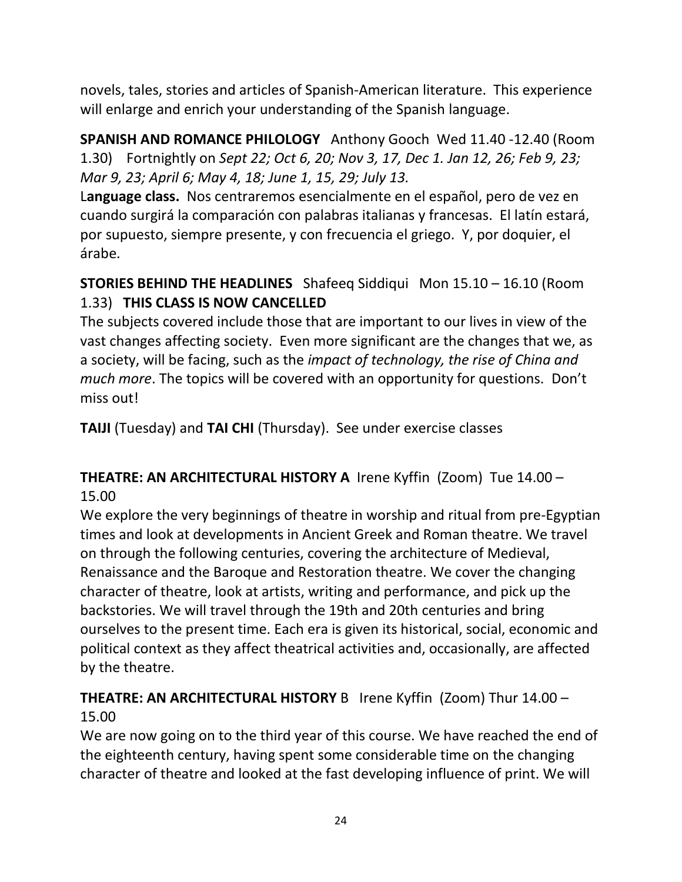novels, tales, stories and articles of Spanish-American literature. This experience will enlarge and enrich your understanding of the Spanish language.

**SPANISH AND ROMANCE PHILOLOGY** Anthony Gooch Wed 11.40 -12.40 (Room 1.30) Fortnightly on *Sept 22; Oct 6, 20; Nov 3, 17, Dec 1. Jan 12, 26; Feb 9, 23; Mar 9, 23; April 6; May 4, 18; June 1, 15, 29; July 13.*

L**anguage class.** Nos centraremos esencialmente en el español, pero de vez en cuando surgirá la comparación con palabras italianas y francesas. El latín estará, por supuesto, siempre presente, y con frecuencia el griego. Y, por doquier, el árabe.

**STORIES BEHIND THE HEADLINES** Shafeeq Siddiqui Mon 15.10 – 16.10 (Room 1.33) **THIS CLASS IS NOW CANCELLED**

The subjects covered include those that are important to our lives in view of the vast changes affecting society. Even more significant are the changes that we, as a society, will be facing, such as the *impact of technology, the rise of China and much more*. The topics will be covered with an opportunity for questions. Don't miss out!

**TAIJI** (Tuesday) and **TAI CHI** (Thursday). See under exercise classes

**THEATRE: AN ARCHITECTURAL HISTORY A** Irene Kyffin (Zoom) Tue 14.00 – 15.00

We explore the very beginnings of theatre in worship and ritual from pre-Egyptian times and look at developments in Ancient Greek and Roman theatre. We travel on through the following centuries, covering the architecture of Medieval, Renaissance and the Baroque and Restoration theatre. We cover the changing character of theatre, look at artists, writing and performance, and pick up the backstories. We will travel through the 19th and 20th centuries and bring ourselves to the present time. Each era is given its historical, social, economic and political context as they affect theatrical activities and, occasionally, are affected by the theatre.

**THEATRE: AN ARCHITECTURAL HISTORY** B Irene Kyffin (Zoom) Thur 14.00 – 15.00

We are now going on to the third year of this course. We have reached the end of the eighteenth century, having spent some considerable time on the changing character of theatre and looked at the fast developing influence of print. We will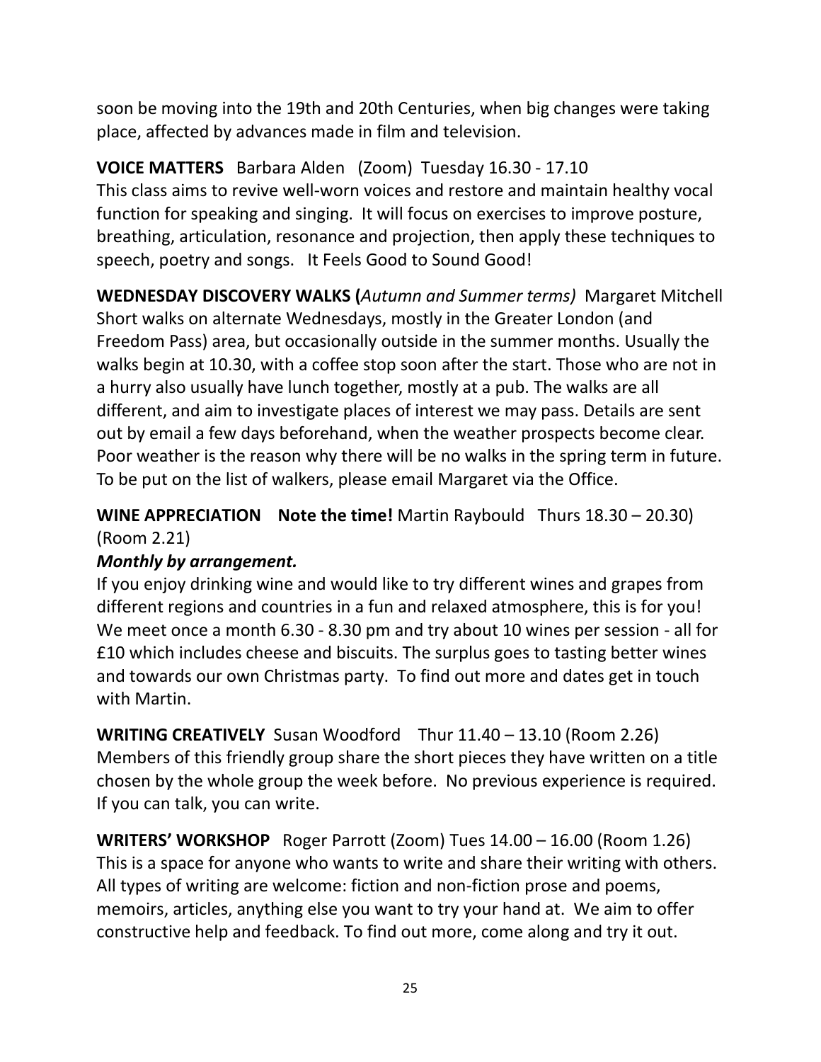soon be moving into the 19th and 20th Centuries, when big changes were taking place, affected by advances made in film and television.

**VOICE MATTERS** Barbara Alden (Zoom) Tuesday 16.30 - 17.10
This class aims to revive well-worn voices and restore and maintain healthy vocal function for speaking and singing. It will focus on exercises to improve posture, breathing, articulation, resonance and projection, then apply these techniques to speech, poetry and songs. It Feels Good to Sound Good!

**WEDNESDAY DISCOVERY WALKS (***Autumn and Summer terms)* Margaret Mitchell
Short walks on alternate Wednesdays, mostly in the Greater London (and Freedom Pass) area, but occasionally outside in the summer months. Usually the walks begin at 10.30, with a coffee stop soon after the start. Those who are not in a hurry also usually have lunch together, mostly at a pub. The walks are all different, and aim to investigate places of interest we may pass. Details are sent out by email a few days beforehand, when the weather prospects become clear. Poor weather is the reason why there will be no walks in the spring term in future. To be put on the list of walkers, please email Margaret via the Office.

**WINE APPRECIATION Note the time!** Martin Raybould Thurs 18.30 – 20.30) (Room 2.21)
***Monthly by arrangement.***
If you enjoy drinking wine and would like to try different wines and grapes from different regions and countries in a fun and relaxed atmosphere, this is for you! We meet once a month 6.30 - 8.30 pm and try about 10 wines per session - all for £10 which includes cheese and biscuits. The surplus goes to tasting better wines and towards our own Christmas party. To find out more and dates get in touch with Martin.

**WRITING CREATIVELY** Susan Woodford Thur 11.40 – 13.10 (Room 2.26)
Members of this friendly group share the short pieces they have written on a title chosen by the whole group the week before. No previous experience is required. If you can talk, you can write.

**WRITERS' WORKSHOP** Roger Parrott (Zoom) Tues 14.00 – 16.00 (Room 1.26)
This is a space for anyone who wants to write and share their writing with others. All types of writing are welcome: fiction and non-fiction prose and poems, memoirs, articles, anything else you want to try your hand at. We aim to offer constructive help and feedback. To find out more, come along and try it out.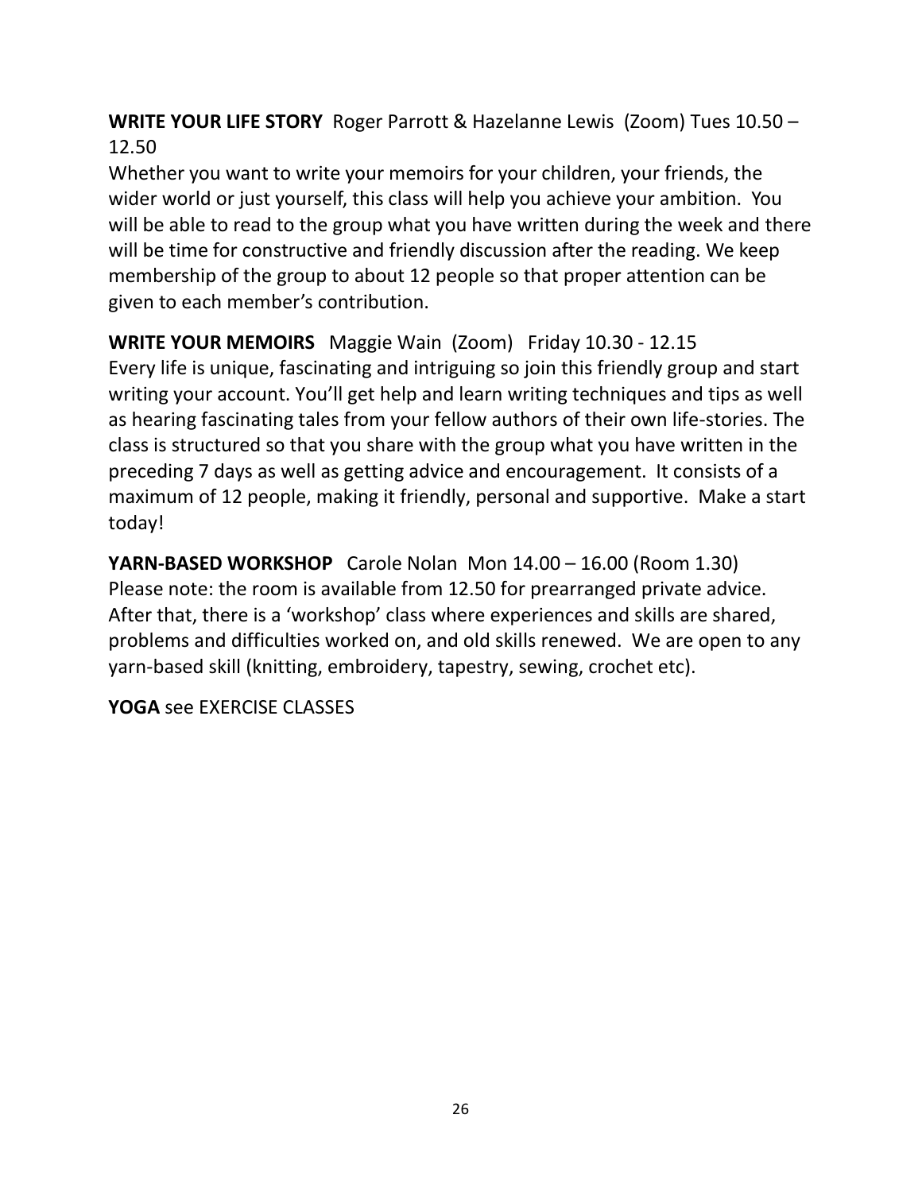**WRITE YOUR LIFE STORY** Roger Parrott & Hazelanne Lewis (Zoom) Tues 10.50 – 12.50

Whether you want to write your memoirs for your children, your friends, the wider world or just yourself, this class will help you achieve your ambition. You will be able to read to the group what you have written during the week and there will be time for constructive and friendly discussion after the reading. We keep membership of the group to about 12 people so that proper attention can be given to each member's contribution.

**WRITE YOUR MEMOIRS** Maggie Wain (Zoom) Friday 10.30 - 12.15

Every life is unique, fascinating and intriguing so join this friendly group and start writing your account. You'll get help and learn writing techniques and tips as well as hearing fascinating tales from your fellow authors of their own life-stories. The class is structured so that you share with the group what you have written in the preceding 7 days as well as getting advice and encouragement. It consists of a maximum of 12 people, making it friendly, personal and supportive. Make a start today!

**YARN-BASED WORKSHOP** Carole Nolan Mon 14.00 – 16.00 (Room 1.30)

Please note: the room is available from 12.50 for prearranged private advice. After that, there is a 'workshop' class where experiences and skills are shared, problems and difficulties worked on, and old skills renewed. We are open to any yarn-based skill (knitting, embroidery, tapestry, sewing, crochet etc).

**YOGA** see EXERCISE CLASSES